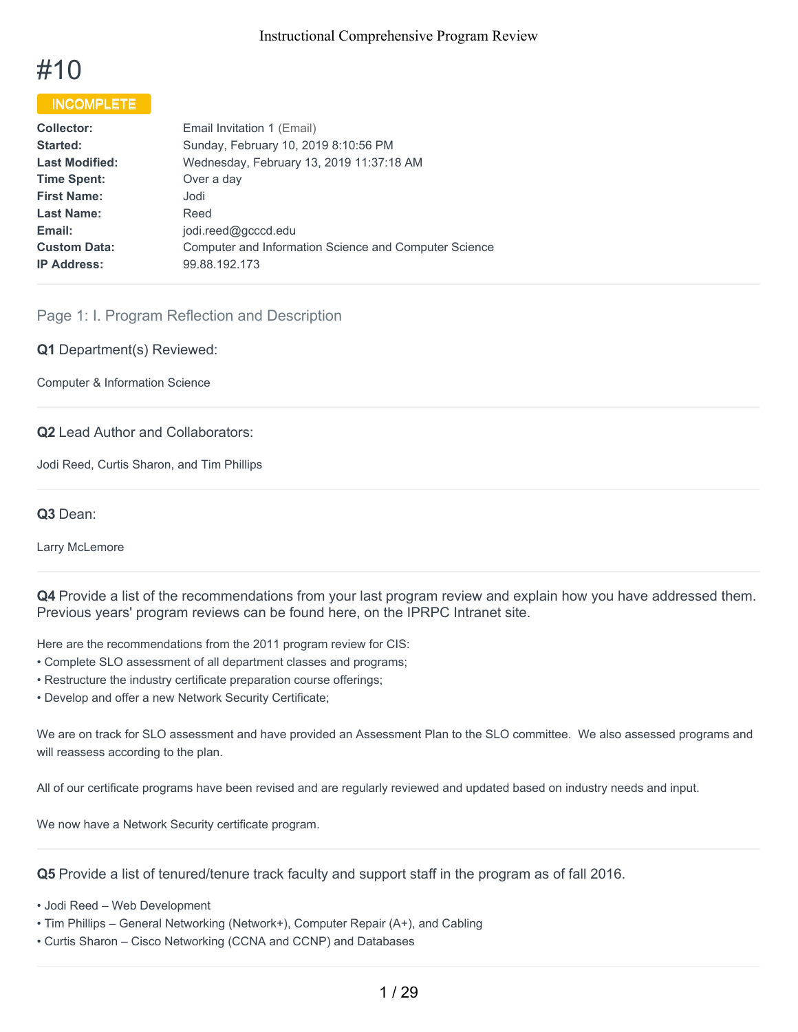# #10

**INCOMPLETE**

| | |
|---|---|
| **Collector:** | Email Invitation 1 (Email) |
| **Started:** | Sunday, February 10, 2019 8:10:56 PM |
| **Last Modified:** | Wednesday, February 13, 2019 11:37:18 AM |
| **Time Spent:** | Over a day |
| **First Name:** | Jodi |
| **Last Name:** | Reed |
| **Email:** | jodi.reed@gcccd.edu |
| **Custom Data:** | Computer and Information Science and Computer Science |
| **IP Address:** | 99.88.192.173 |

## Page 1: I. Program Reflection and Description

**Q1** Department(s) Reviewed:

Computer & Information Science

**Q2** Lead Author and Collaborators:

Jodi Reed, Curtis Sharon, and Tim Phillips

**Q3** Dean:

Larry McLemore

**Q4** Provide a list of the recommendations from your last program review and explain how you have addressed them. Previous years' program reviews can be found here, on the IPRPC Intranet site.

Here are the recommendations from the 2011 program review for CIS:
- Complete SLO assessment of all department classes and programs;
- Restructure the industry certificate preparation course offerings;
- Develop and offer a new Network Security Certificate;

We are on track for SLO assessment and have provided an Assessment Plan to the SLO committee. We also assessed programs and will reassess according to the plan.

All of our certificate programs have been revised and are regularly reviewed and updated based on industry needs and input.

We now have a Network Security certificate program.

**Q5** Provide a list of tenured/tenure track faculty and support staff in the program as of fall 2016.

- Jodi Reed – Web Development
- Tim Phillips – General Networking (Network+), Computer Repair (A+), and Cabling
- Curtis Sharon – Cisco Networking (CCNA and CCNP) and Databases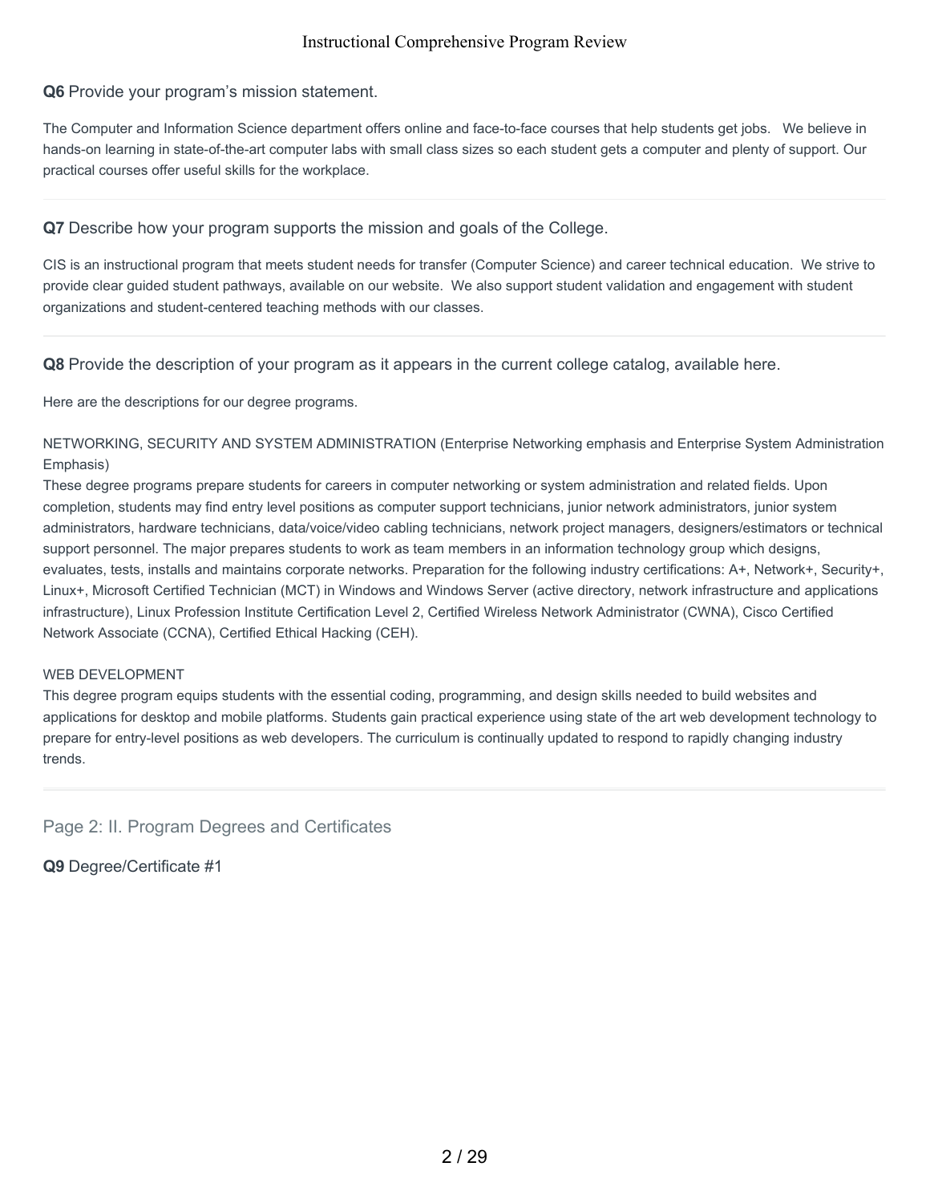**Q6** Provide your program's mission statement.

The Computer and Information Science department offers online and face-to-face courses that help students get jobs. We believe in hands-on learning in state-of-the-art computer labs with small class sizes so each student gets a computer and plenty of support. Our practical courses offer useful skills for the workplace.

---

**Q7** Describe how your program supports the mission and goals of the College.

CIS is an instructional program that meets student needs for transfer (Computer Science) and career technical education. We strive to provide clear guided student pathways, available on our website. We also support student validation and engagement with student organizations and student-centered teaching methods with our classes.

---

**Q8** Provide the description of your program as it appears in the current college catalog, available here.

Here are the descriptions for our degree programs.

NETWORKING, SECURITY AND SYSTEM ADMINISTRATION (Enterprise Networking emphasis and Enterprise System Administration Emphasis)
These degree programs prepare students for careers in computer networking or system administration and related fields. Upon completion, students may find entry level positions as computer support technicians, junior network administrators, junior system administrators, hardware technicians, data/voice/video cabling technicians, network project managers, designers/estimators or technical support personnel. The major prepares students to work as team members in an information technology group which designs, evaluates, tests, installs and maintains corporate networks. Preparation for the following industry certifications: A+, Network+, Security+, Linux+, Microsoft Certified Technician (MCT) in Windows and Windows Server (active directory, network infrastructure and applications infrastructure), Linux Profession Institute Certification Level 2, Certified Wireless Network Administrator (CWNA), Cisco Certified Network Associate (CCNA), Certified Ethical Hacking (CEH).

WEB DEVELOPMENT
This degree program equips students with the essential coding, programming, and design skills needed to build websites and applications for desktop and mobile platforms. Students gain practical experience using state of the art web development technology to prepare for entry-level positions as web developers. The curriculum is continually updated to respond to rapidly changing industry trends.

---

## Page 2: II. Program Degrees and Certificates

**Q9** Degree/Certificate #1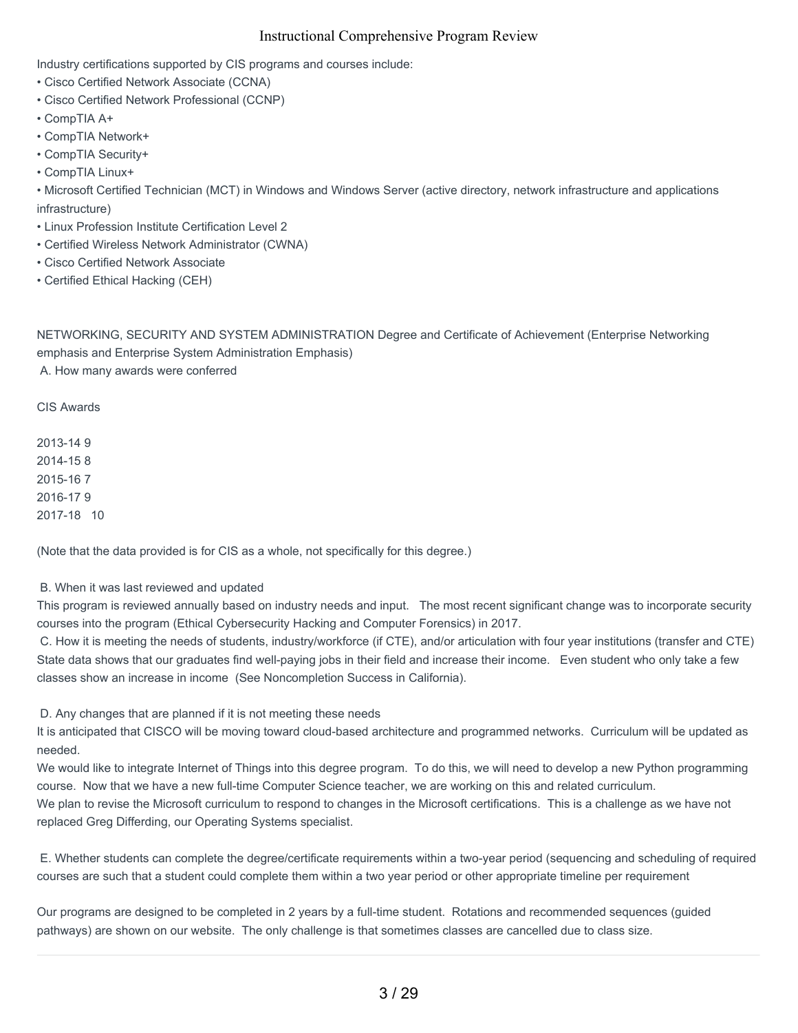Industry certifications supported by CIS programs and courses include:

- Cisco Certified Network Associate (CCNA)
- Cisco Certified Network Professional (CCNP)
- CompTIA A+
- CompTIA Network+
- CompTIA Security+
- CompTIA Linux+
- Microsoft Certified Technician (MCT) in Windows and Windows Server (active directory, network infrastructure and applications infrastructure)
- Linux Profession Institute Certification Level 2
- Certified Wireless Network Administrator (CWNA)
- Cisco Certified Network Associate
- Certified Ethical Hacking (CEH)

NETWORKING, SECURITY AND SYSTEM ADMINISTRATION Degree and Certificate of Achievement (Enterprise Networking emphasis and Enterprise System Administration Emphasis)

A. How many awards were conferred

CIS Awards

2013-14 9
2014-15 8
2015-16 7
2016-17 9
2017-18 10

(Note that the data provided is for CIS as a whole, not specifically for this degree.)

B. When it was last reviewed and updated

This program is reviewed annually based on industry needs and input. The most recent significant change was to incorporate security courses into the program (Ethical Cybersecurity Hacking and Computer Forensics) in 2017.

C. How it is meeting the needs of students, industry/workforce (if CTE), and/or articulation with four year institutions (transfer and CTE)

State data shows that our graduates find well-paying jobs in their field and increase their income. Even student who only take a few classes show an increase in income (See Noncompletion Success in California).

D. Any changes that are planned if it is not meeting these needs

It is anticipated that CISCO will be moving toward cloud-based architecture and programmed networks. Curriculum will be updated as needed.

We would like to integrate Internet of Things into this degree program. To do this, we will need to develop a new Python programming course. Now that we have a new full-time Computer Science teacher, we are working on this and related curriculum.

We plan to revise the Microsoft curriculum to respond to changes in the Microsoft certifications. This is a challenge as we have not replaced Greg Differding, our Operating Systems specialist.

E. Whether students can complete the degree/certificate requirements within a two-year period (sequencing and scheduling of required courses are such that a student could complete them within a two year period or other appropriate timeline per requirement

Our programs are designed to be completed in 2 years by a full-time student. Rotations and recommended sequences (guided pathways) are shown on our website. The only challenge is that sometimes classes are cancelled due to class size.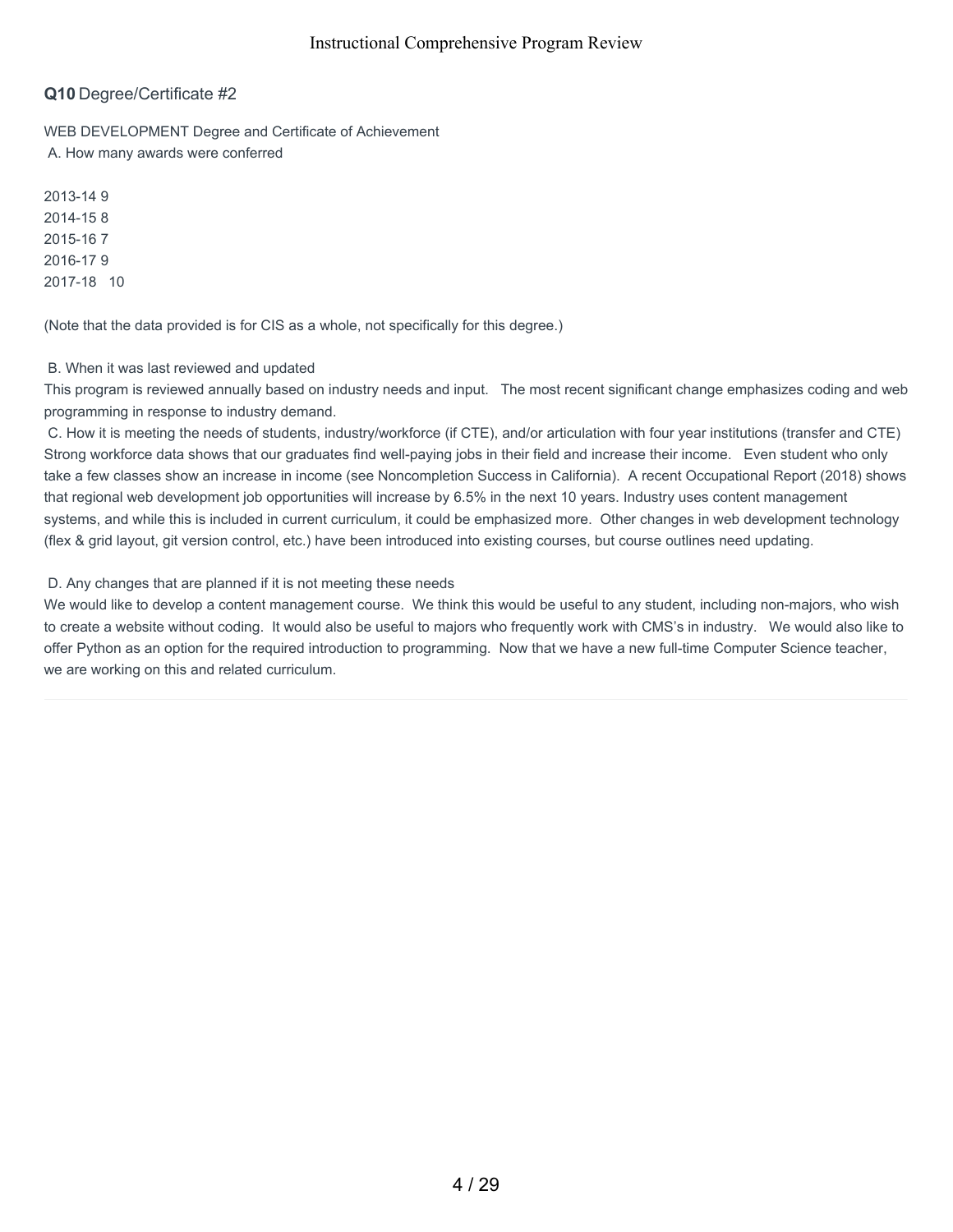**Q10** Degree/Certificate #2

WEB DEVELOPMENT Degree and Certificate of Achievement

A. How many awards were conferred

2013-14 9
2014-15 8
2015-16 7
2016-17 9
2017-18 10

(Note that the data provided is for CIS as a whole, not specifically for this degree.)

B. When it was last reviewed and updated

This program is reviewed annually based on industry needs and input. The most recent significant change emphasizes coding and web programming in response to industry demand.

C. How it is meeting the needs of students, industry/workforce (if CTE), and/or articulation with four year institutions (transfer and CTE)

Strong workforce data shows that our graduates find well-paying jobs in their field and increase their income. Even student who only take a few classes show an increase in income (see Noncompletion Success in California). A recent Occupational Report (2018) shows that regional web development job opportunities will increase by 6.5% in the next 10 years. Industry uses content management systems, and while this is included in current curriculum, it could be emphasized more. Other changes in web development technology (flex & grid layout, git version control, etc.) have been introduced into existing courses, but course outlines need updating.

D. Any changes that are planned if it is not meeting these needs

We would like to develop a content management course. We think this would be useful to any student, including non-majors, who wish to create a website without coding. It would also be useful to majors who frequently work with CMS's in industry. We would also like to offer Python as an option for the required introduction to programming. Now that we have a new full-time Computer Science teacher, we are working on this and related curriculum.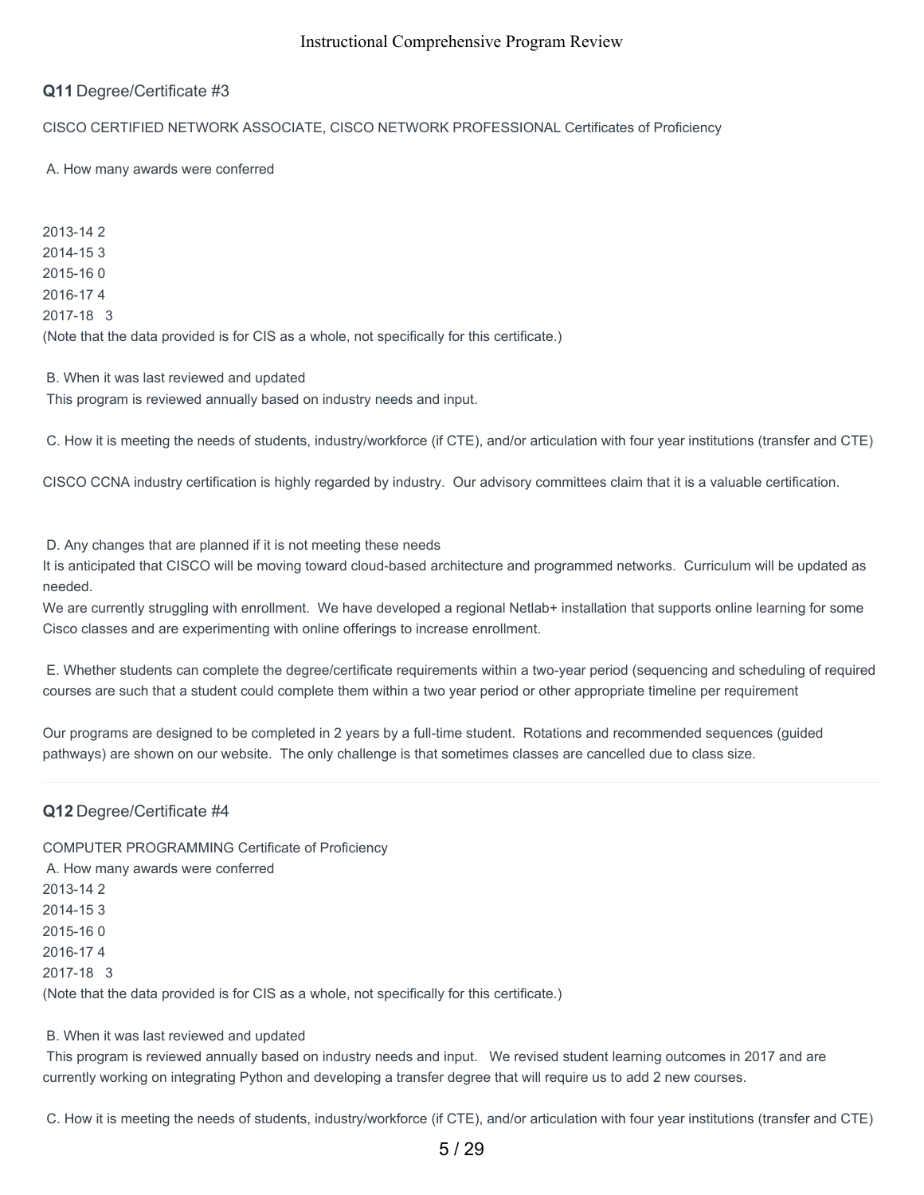**Q11** Degree/Certificate #3

CISCO CERTIFIED NETWORK ASSOCIATE, CISCO NETWORK PROFESSIONAL Certificates of Proficiency

A. How many awards were conferred

2013-14 2
2014-15 3
2015-16 0
2016-17 4
2017-18 3
(Note that the data provided is for CIS as a whole, not specifically for this certificate.)

B. When it was last reviewed and updated
This program is reviewed annually based on industry needs and input.

C. How it is meeting the needs of students, industry/workforce (if CTE), and/or articulation with four year institutions (transfer and CTE)

CISCO CCNA industry certification is highly regarded by industry. Our advisory committees claim that it is a valuable certification.

D. Any changes that are planned if it is not meeting these needs
It is anticipated that CISCO will be moving toward cloud-based architecture and programmed networks. Curriculum will be updated as needed.
We are currently struggling with enrollment. We have developed a regional Netlab+ installation that supports online learning for some Cisco classes and are experimenting with online offerings to increase enrollment.

E. Whether students can complete the degree/certificate requirements within a two-year period (sequencing and scheduling of required courses are such that a student could complete them within a two year period or other appropriate timeline per requirement

Our programs are designed to be completed in 2 years by a full-time student. Rotations and recommended sequences (guided pathways) are shown on our website. The only challenge is that sometimes classes are cancelled due to class size.

---

**Q12** Degree/Certificate #4

COMPUTER PROGRAMMING Certificate of Proficiency
A. How many awards were conferred
2013-14 2
2014-15 3
2015-16 0
2016-17 4
2017-18 3
(Note that the data provided is for CIS as a whole, not specifically for this certificate.)

B. When it was last reviewed and updated
This program is reviewed annually based on industry needs and input. We revised student learning outcomes in 2017 and are currently working on integrating Python and developing a transfer degree that will require us to add 2 new courses.

C. How it is meeting the needs of students, industry/workforce (if CTE), and/or articulation with four year institutions (transfer and CTE)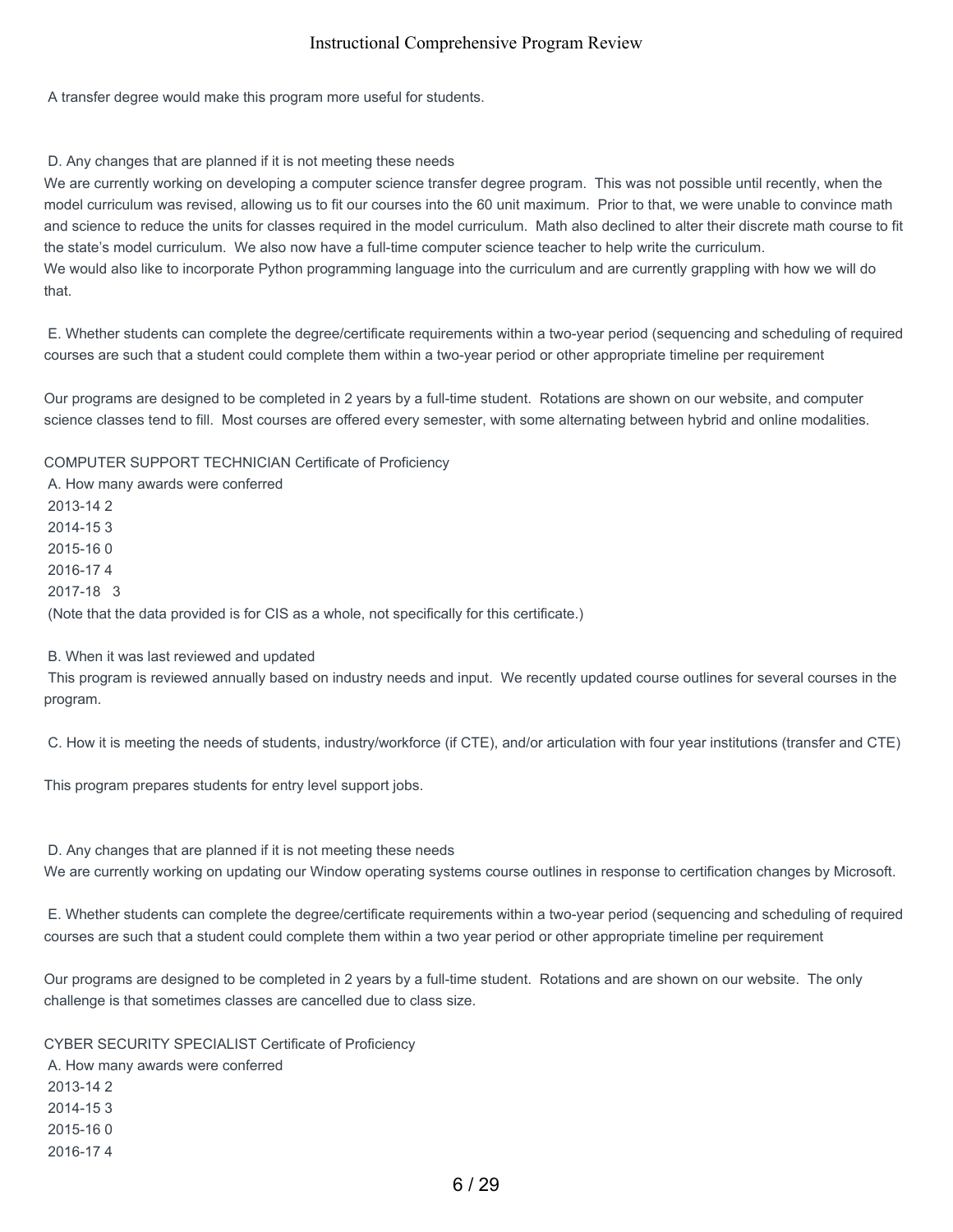A transfer degree would make this program more useful for students.

D. Any changes that are planned if it is not meeting these needs

We are currently working on developing a computer science transfer degree program. This was not possible until recently, when the model curriculum was revised, allowing us to fit our courses into the 60 unit maximum. Prior to that, we were unable to convince math and science to reduce the units for classes required in the model curriculum. Math also declined to alter their discrete math course to fit the state's model curriculum. We also now have a full-time computer science teacher to help write the curriculum.

We would also like to incorporate Python programming language into the curriculum and are currently grappling with how we will do that.

E. Whether students can complete the degree/certificate requirements within a two-year period (sequencing and scheduling of required courses are such that a student could complete them within a two-year period or other appropriate timeline per requirement

Our programs are designed to be completed in 2 years by a full-time student. Rotations are shown on our website, and computer science classes tend to fill. Most courses are offered every semester, with some alternating between hybrid and online modalities.

COMPUTER SUPPORT TECHNICIAN Certificate of Proficiency

A. How many awards were conferred

2013-14 2
2014-15 3
2015-16 0
2016-17 4
2017-18 3

(Note that the data provided is for CIS as a whole, not specifically for this certificate.)

B. When it was last reviewed and updated

This program is reviewed annually based on industry needs and input. We recently updated course outlines for several courses in the program.

C. How it is meeting the needs of students, industry/workforce (if CTE), and/or articulation with four year institutions (transfer and CTE)

This program prepares students for entry level support jobs.

D. Any changes that are planned if it is not meeting these needs

We are currently working on updating our Window operating systems course outlines in response to certification changes by Microsoft.

E. Whether students can complete the degree/certificate requirements within a two-year period (sequencing and scheduling of required courses are such that a student could complete them within a two year period or other appropriate timeline per requirement

Our programs are designed to be completed in 2 years by a full-time student. Rotations and are shown on our website. The only challenge is that sometimes classes are cancelled due to class size.

CYBER SECURITY SPECIALIST Certificate of Proficiency

A. How many awards were conferred

2013-14 2
2014-15 3
2015-16 0
2016-17 4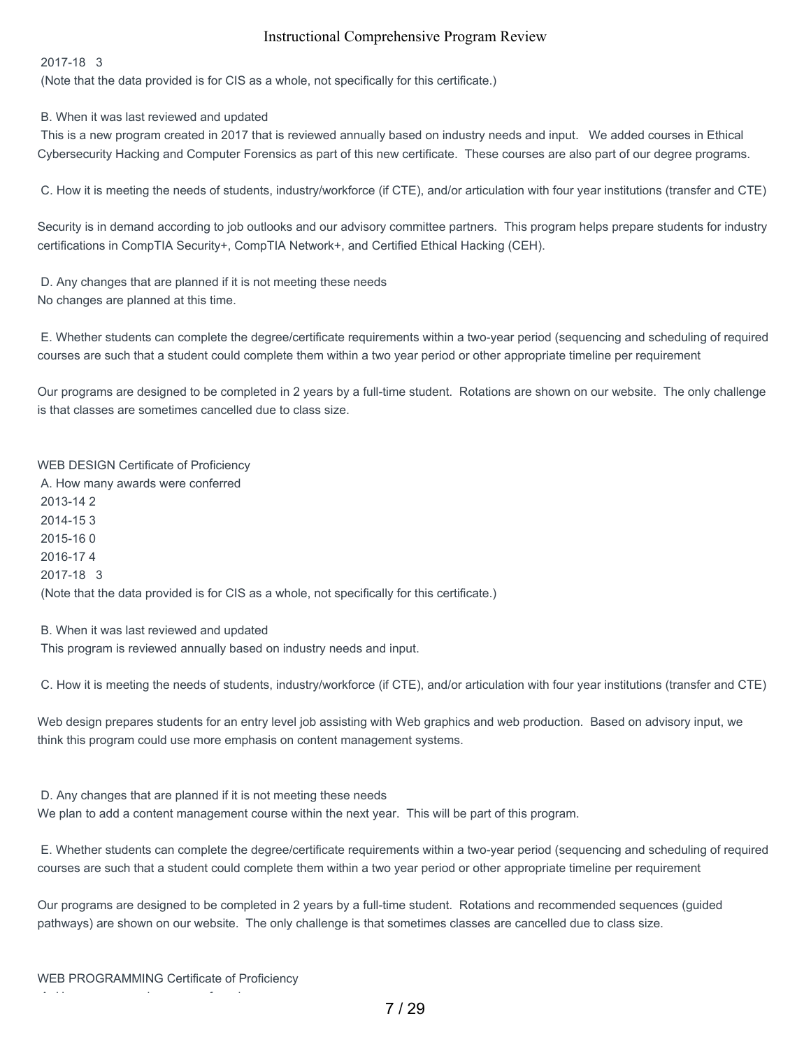2017-18 3
(Note that the data provided is for CIS as a whole, not specifically for this certificate.)

B. When it was last reviewed and updated
This is a new program created in 2017 that is reviewed annually based on industry needs and input. We added courses in Ethical Cybersecurity Hacking and Computer Forensics as part of this new certificate. These courses are also part of our degree programs.

C. How it is meeting the needs of students, industry/workforce (if CTE), and/or articulation with four year institutions (transfer and CTE)

Security is in demand according to job outlooks and our advisory committee partners. This program helps prepare students for industry certifications in CompTIA Security+, CompTIA Network+, and Certified Ethical Hacking (CEH).

D. Any changes that are planned if it is not meeting these needs
No changes are planned at this time.

E. Whether students can complete the degree/certificate requirements within a two-year period (sequencing and scheduling of required courses are such that a student could complete them within a two year period or other appropriate timeline per requirement

Our programs are designed to be completed in 2 years by a full-time student. Rotations are shown on our website. The only challenge is that classes are sometimes cancelled due to class size.

WEB DESIGN Certificate of Proficiency

A. How many awards were conferred
2013-14 2
2014-15 3
2015-16 0
2016-17 4
2017-18 3
(Note that the data provided is for CIS as a whole, not specifically for this certificate.)

B. When it was last reviewed and updated
This program is reviewed annually based on industry needs and input.

C. How it is meeting the needs of students, industry/workforce (if CTE), and/or articulation with four year institutions (transfer and CTE)

Web design prepares students for an entry level job assisting with Web graphics and web production. Based on advisory input, we think this program could use more emphasis on content management systems.

D. Any changes that are planned if it is not meeting these needs
We plan to add a content management course within the next year. This will be part of this program.

E. Whether students can complete the degree/certificate requirements within a two-year period (sequencing and scheduling of required courses are such that a student could complete them within a two year period or other appropriate timeline per requirement

Our programs are designed to be completed in 2 years by a full-time student. Rotations and recommended sequences (guided pathways) are shown on our website. The only challenge is that sometimes classes are cancelled due to class size.

WEB PROGRAMMING Certificate of Proficiency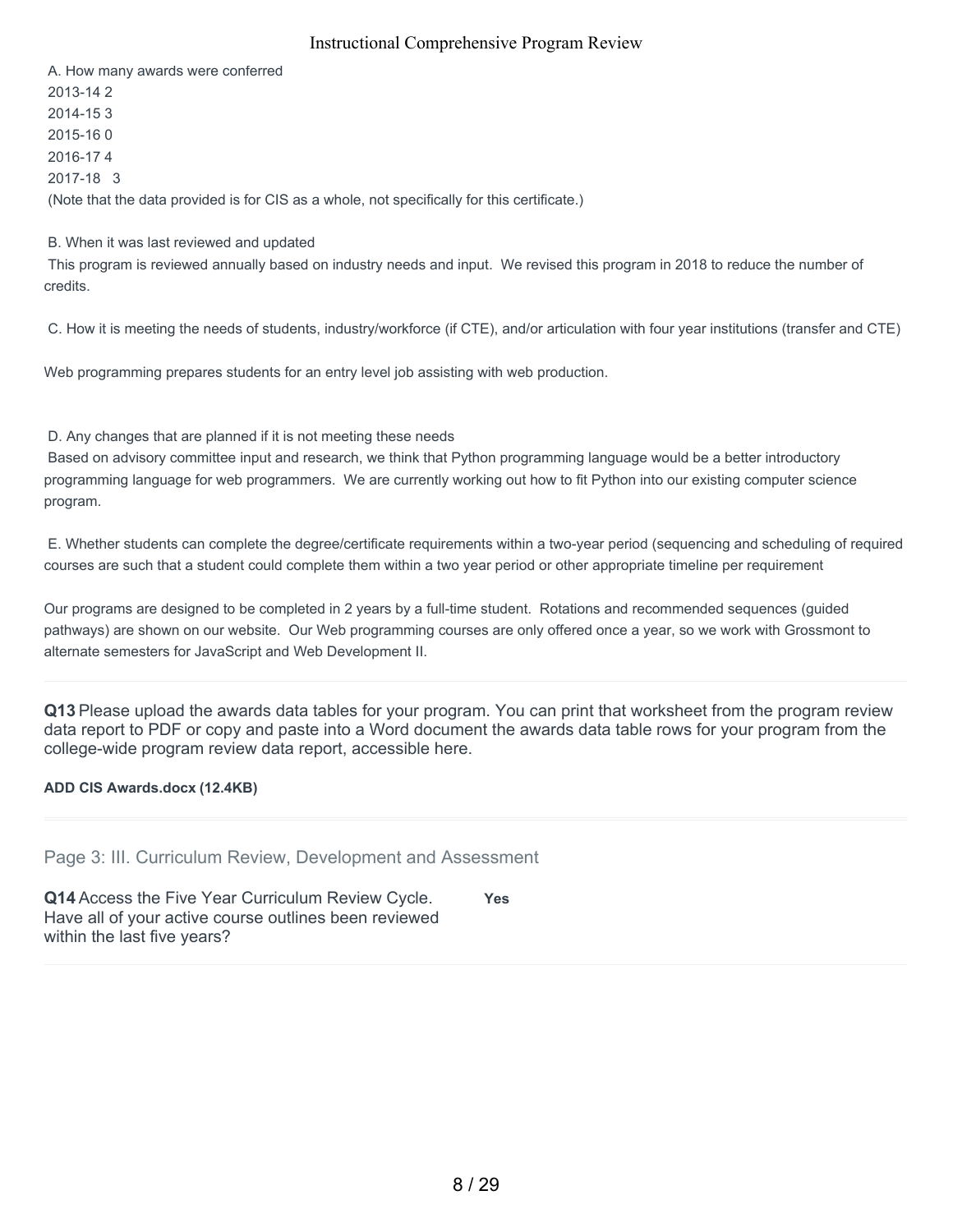A. How many awards were conferred

2013-14 2

2014-15 3

2015-16 0

2016-17 4

2017-18 3

(Note that the data provided is for CIS as a whole, not specifically for this certificate.)

B. When it was last reviewed and updated

This program is reviewed annually based on industry needs and input. We revised this program in 2018 to reduce the number of credits.

C. How it is meeting the needs of students, industry/workforce (if CTE), and/or articulation with four year institutions (transfer and CTE)

Web programming prepares students for an entry level job assisting with web production.

D. Any changes that are planned if it is not meeting these needs

Based on advisory committee input and research, we think that Python programming language would be a better introductory programming language for web programmers. We are currently working out how to fit Python into our existing computer science program.

E. Whether students can complete the degree/certificate requirements within a two-year period (sequencing and scheduling of required courses are such that a student could complete them within a two year period or other appropriate timeline per requirement

Our programs are designed to be completed in 2 years by a full-time student. Rotations and recommended sequences (guided pathways) are shown on our website. Our Web programming courses are only offered once a year, so we work with Grossmont to alternate semesters for JavaScript and Web Development II.

**Q13** Please upload the awards data tables for your program. You can print that worksheet from the program review data report to PDF or copy and paste into a Word document the awards data table rows for your program from the college-wide program review data report, accessible here.

**ADD CIS Awards.docx (12.4KB)**

## Page 3: III. Curriculum Review, Development and Assessment

**Q14** Access the Five Year Curriculum Review Cycle. Have all of your active course outlines been reviewed within the last five years?

**Yes**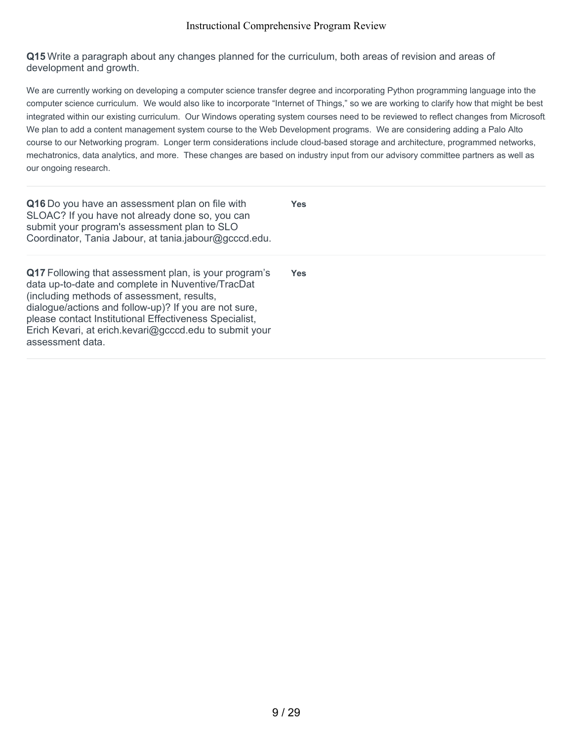**Q15** Write a paragraph about any changes planned for the curriculum, both areas of revision and areas of development and growth.

We are currently working on developing a computer science transfer degree and incorporating Python programming language into the computer science curriculum. We would also like to incorporate "Internet of Things," so we are working to clarify how that might be best integrated within our existing curriculum. Our Windows operating system courses need to be reviewed to reflect changes from Microsoft. We plan to add a content management system course to the Web Development programs. We are considering adding a Palo Alto course to our Networking program. Longer term considerations include cloud-based storage and architecture, programmed networks, mechatronics, data analytics, and more. These changes are based on industry input from our advisory committee partners as well as our ongoing research.

| | |
|---|---|
| **Q16** Do you have an assessment plan on file with SLOAC? If you have not already done so, you can submit your program's assessment plan to SLO Coordinator, Tania Jabour, at tania.jabour@gcccd.edu. | **Yes** |
| **Q17** Following that assessment plan, is your program's data up-to-date and complete in Nuventive/TracDat (including methods of assessment, results, dialogue/actions and follow-up)? If you are not sure, please contact Institutional Effectiveness Specialist, Erich Kevari, at erich.kevari@gcccd.edu to submit your assessment data. | **Yes** |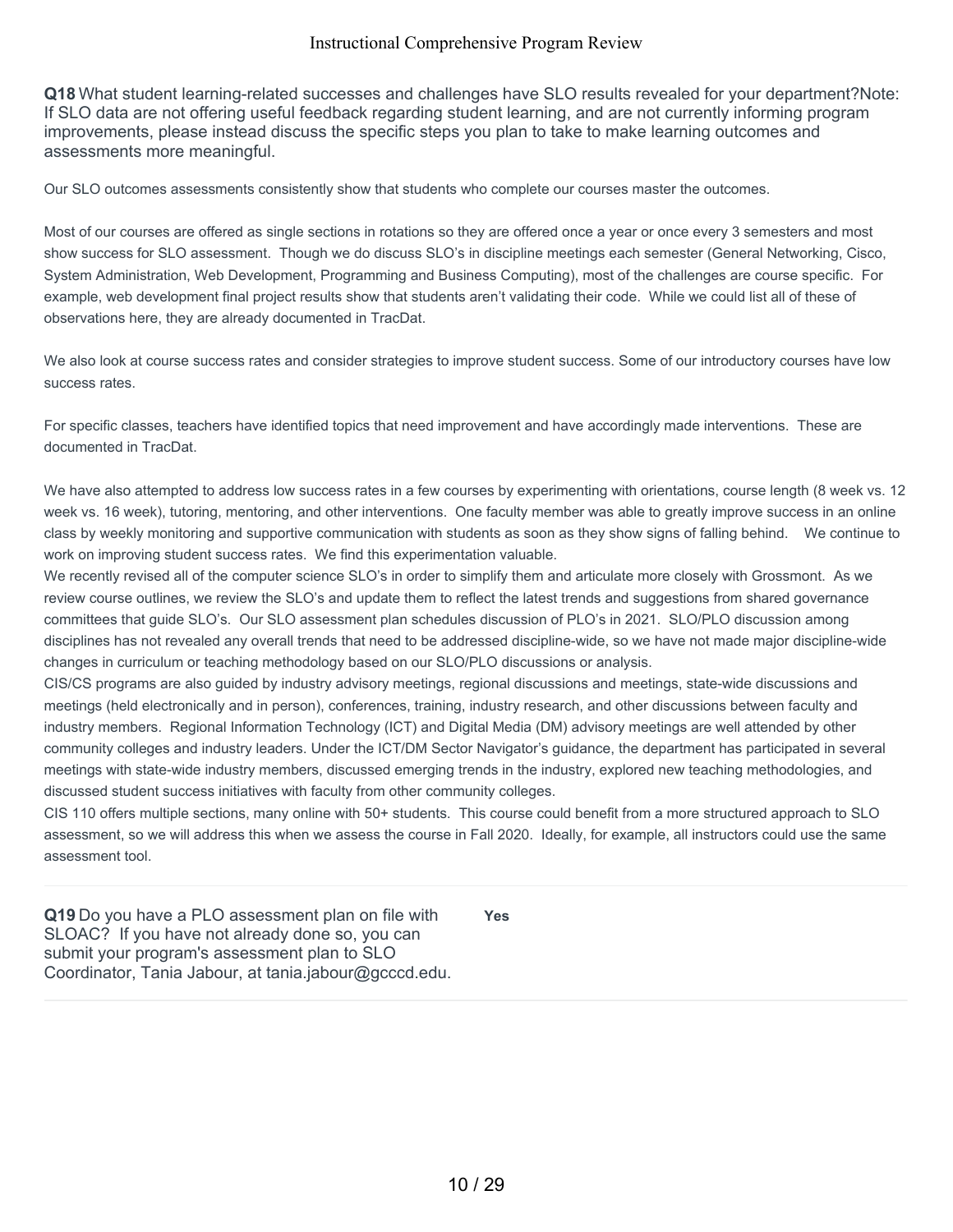**Q18** What student learning-related successes and challenges have SLO results revealed for your department?Note: If SLO data are not offering useful feedback regarding student learning, and are not currently informing program improvements, please instead discuss the specific steps you plan to take to make learning outcomes and assessments more meaningful.

Our SLO outcomes assessments consistently show that students who complete our courses master the outcomes.

Most of our courses are offered as single sections in rotations so they are offered once a year or once every 3 semesters and most show success for SLO assessment. Though we do discuss SLO's in discipline meetings each semester (General Networking, Cisco, System Administration, Web Development, Programming and Business Computing), most of the challenges are course specific. For example, web development final project results show that students aren't validating their code. While we could list all of these of observations here, they are already documented in TracDat.

We also look at course success rates and consider strategies to improve student success. Some of our introductory courses have low success rates.

For specific classes, teachers have identified topics that need improvement and have accordingly made interventions. These are documented in TracDat.

We have also attempted to address low success rates in a few courses by experimenting with orientations, course length (8 week vs. 12 week vs. 16 week), tutoring, mentoring, and other interventions. One faculty member was able to greatly improve success in an online class by weekly monitoring and supportive communication with students as soon as they show signs of falling behind. We continue to work on improving student success rates. We find this experimentation valuable.

We recently revised all of the computer science SLO's in order to simplify them and articulate more closely with Grossmont. As we review course outlines, we review the SLO's and update them to reflect the latest trends and suggestions from shared governance committees that guide SLO's. Our SLO assessment plan schedules discussion of PLO's in 2021. SLO/PLO discussion among disciplines has not revealed any overall trends that need to be addressed discipline-wide, so we have not made major discipline-wide changes in curriculum or teaching methodology based on our SLO/PLO discussions or analysis.

CIS/CS programs are also guided by industry advisory meetings, regional discussions and meetings, state-wide discussions and meetings (held electronically and in person), conferences, training, industry research, and other discussions between faculty and industry members. Regional Information Technology (ICT) and Digital Media (DM) advisory meetings are well attended by other community colleges and industry leaders. Under the ICT/DM Sector Navigator's guidance, the department has participated in several meetings with state-wide industry members, discussed emerging trends in the industry, explored new teaching methodologies, and discussed student success initiatives with faculty from other community colleges.

CIS 110 offers multiple sections, many online with 50+ students. This course could benefit from a more structured approach to SLO assessment, so we will address this when we assess the course in Fall 2020. Ideally, for example, all instructors could use the same assessment tool.

---

**Q19** Do you have a PLO assessment plan on file with SLOAC? If you have not already done so, you can submit your program's assessment plan to SLO Coordinator, Tania Jabour, at tania.jabour@gcccd.edu.

**Yes**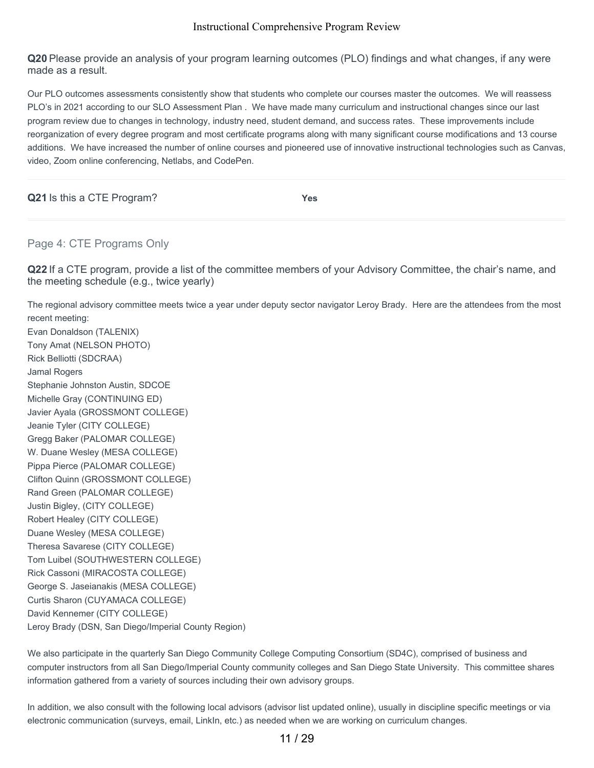**Q20** Please provide an analysis of your program learning outcomes (PLO) findings and what changes, if any were made as a result.

Our PLO outcomes assessments consistently show that students who complete our courses master the outcomes. We will reassess PLO's in 2021 according to our SLO Assessment Plan . We have made many curriculum and instructional changes since our last program review due to changes in technology, industry need, student demand, and success rates. These improvements include reorganization of every degree program and most certificate programs along with many significant course modifications and 13 course additions. We have increased the number of online courses and pioneered use of innovative instructional technologies such as Canvas, video, Zoom online conferencing, Netlabs, and CodePen.

**Q21** Is this a CTE Program? **Yes**

## Page 4: CTE Programs Only

**Q22** If a CTE program, provide a list of the committee members of your Advisory Committee, the chair's name, and the meeting schedule (e.g., twice yearly)

The regional advisory committee meets twice a year under deputy sector navigator Leroy Brady. Here are the attendees from the most recent meeting:

Evan Donaldson (TALENIX)
Tony Amat (NELSON PHOTO)
Rick Belliotti (SDCRAA)
Jamal Rogers
Stephanie Johnston Austin, SDCOE
Michelle Gray (CONTINUING ED)
Javier Ayala (GROSSMONT COLLEGE)
Jeanie Tyler (CITY COLLEGE)
Gregg Baker (PALOMAR COLLEGE)
W. Duane Wesley (MESA COLLEGE)
Pippa Pierce (PALOMAR COLLEGE)
Clifton Quinn (GROSSMONT COLLEGE)
Rand Green (PALOMAR COLLEGE)
Justin Bigley, (CITY COLLEGE)
Robert Healey (CITY COLLEGE)
Duane Wesley (MESA COLLEGE)
Theresa Savarese (CITY COLLEGE)
Tom Luibel (SOUTHWESTERN COLLEGE)
Rick Cassoni (MIRACOSTA COLLEGE)
George S. Jaseianakis (MESA COLLEGE)
Curtis Sharon (CUYAMACA COLLEGE)
David Kennemer (CITY COLLEGE)
Leroy Brady (DSN, San Diego/Imperial County Region)

We also participate in the quarterly San Diego Community College Computing Consortium (SD4C), comprised of business and computer instructors from all San Diego/Imperial County community colleges and San Diego State University. This committee shares information gathered from a variety of sources including their own advisory groups.

In addition, we also consult with the following local advisors (advisor list updated online), usually in discipline specific meetings or via electronic communication (surveys, email, LinkIn, etc.) as needed when we are working on curriculum changes.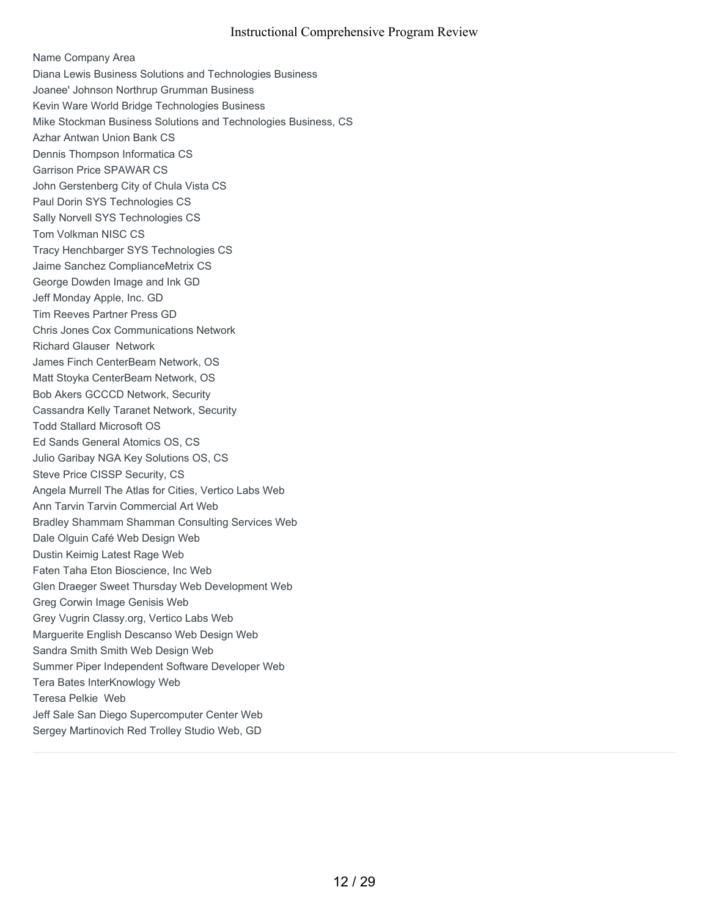Name Company Area

Diana Lewis Business Solutions and Technologies Business

Joanee' Johnson Northrup Grumman Business

Kevin Ware World Bridge Technologies Business

Mike Stockman Business Solutions and Technologies Business, CS

Azhar Antwan Union Bank CS

Dennis Thompson Informatica CS

Garrison Price SPAWAR CS

John Gerstenberg City of Chula Vista CS

Paul Dorin SYS Technologies CS

Sally Norvell SYS Technologies CS

Tom Volkman NISC CS

Tracy Henchbarger SYS Technologies CS

Jaime Sanchez ComplianceMetrix CS

George Dowden Image and Ink GD

Jeff Monday Apple, Inc. GD

Tim Reeves Partner Press GD

Chris Jones Cox Communications Network

Richard Glauser  Network

James Finch CenterBeam Network, OS

Matt Stoyka CenterBeam Network, OS

Bob Akers GCCCD Network, Security

Cassandra Kelly Taranet Network, Security

Todd Stallard Microsoft OS

Ed Sands General Atomics OS, CS

Julio Garibay NGA Key Solutions OS, CS

Steve Price CISSP Security, CS

Angela Murrell The Atlas for Cities, Vertico Labs Web

Ann Tarvin Tarvin Commercial Art Web

Bradley Shammam Shamman Consulting Services Web

Dale Olguin Café Web Design Web

Dustin Keimig Latest Rage Web

Faten Taha Eton Bioscience, Inc Web

Glen Draeger Sweet Thursday Web Development Web

Greg Corwin Image Genisis Web

Grey Vugrin Classy.org, Vertico Labs Web

Marguerite English Descanso Web Design Web

Sandra Smith Smith Web Design Web

Summer Piper Independent Software Developer Web

Tera Bates InterKnowlogy Web

Teresa Pelkie  Web

Jeff Sale San Diego Supercomputer Center Web

Sergey Martinovich Red Trolley Studio Web, GD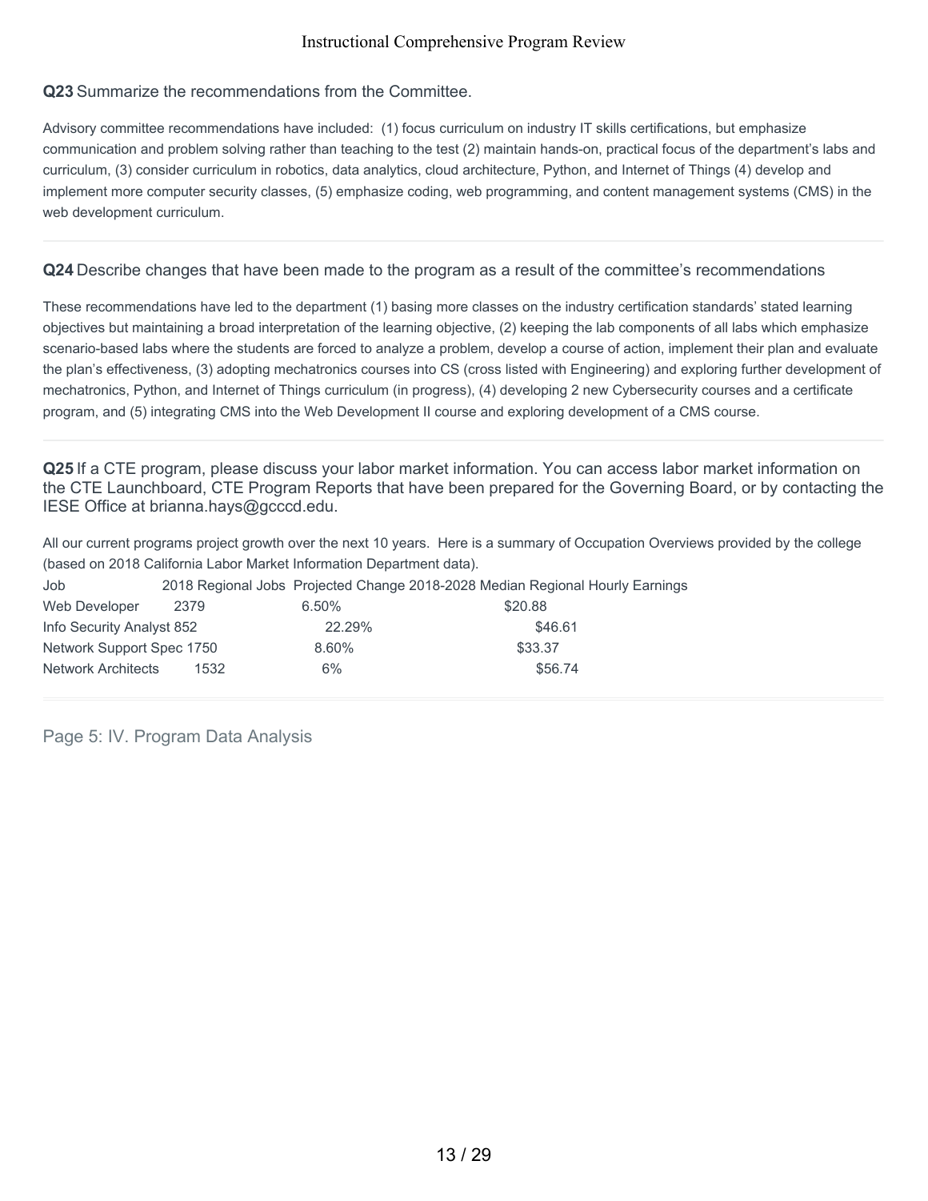**Q23** Summarize the recommendations from the Committee.

Advisory committee recommendations have included: (1) focus curriculum on industry IT skills certifications, but emphasize communication and problem solving rather than teaching to the test (2) maintain hands-on, practical focus of the department's labs and curriculum, (3) consider curriculum in robotics, data analytics, cloud architecture, Python, and Internet of Things (4) develop and implement more computer security classes, (5) emphasize coding, web programming, and content management systems (CMS) in the web development curriculum.

---

**Q24** Describe changes that have been made to the program as a result of the committee's recommendations

These recommendations have led to the department (1) basing more classes on the industry certification standards' stated learning objectives but maintaining a broad interpretation of the learning objective, (2) keeping the lab components of all labs which emphasize scenario-based labs where the students are forced to analyze a problem, develop a course of action, implement their plan and evaluate the plan's effectiveness, (3) adopting mechatronics courses into CS (cross listed with Engineering) and exploring further development of mechatronics, Python, and Internet of Things curriculum (in progress), (4) developing 2 new Cybersecurity courses and a certificate program, and (5) integrating CMS into the Web Development II course and exploring development of a CMS course.

---

**Q25** If a CTE program, please discuss your labor market information. You can access labor market information on the CTE Launchboard, CTE Program Reports that have been prepared for the Governing Board, or by contacting the IESE Office at brianna.hays@gcccd.edu.

All our current programs project growth over the next 10 years. Here is a summary of Occupation Overviews provided by the college (based on 2018 California Labor Market Information Department data).

| Job | 2018 Regional Jobs | Projected Change 2018-2028 | Median Regional Hourly Earnings |
|---|---|---|---|
| Web Developer | 2379 | 6.50% | $20.88 |
| Info Security Analyst | 852 | 22.29% | $46.61 |
| Network Support Spec | 1750 | 8.60% | $33.37 |
| Network Architects | 1532 | 6% | $56.74 |

---

Page 5: IV. Program Data Analysis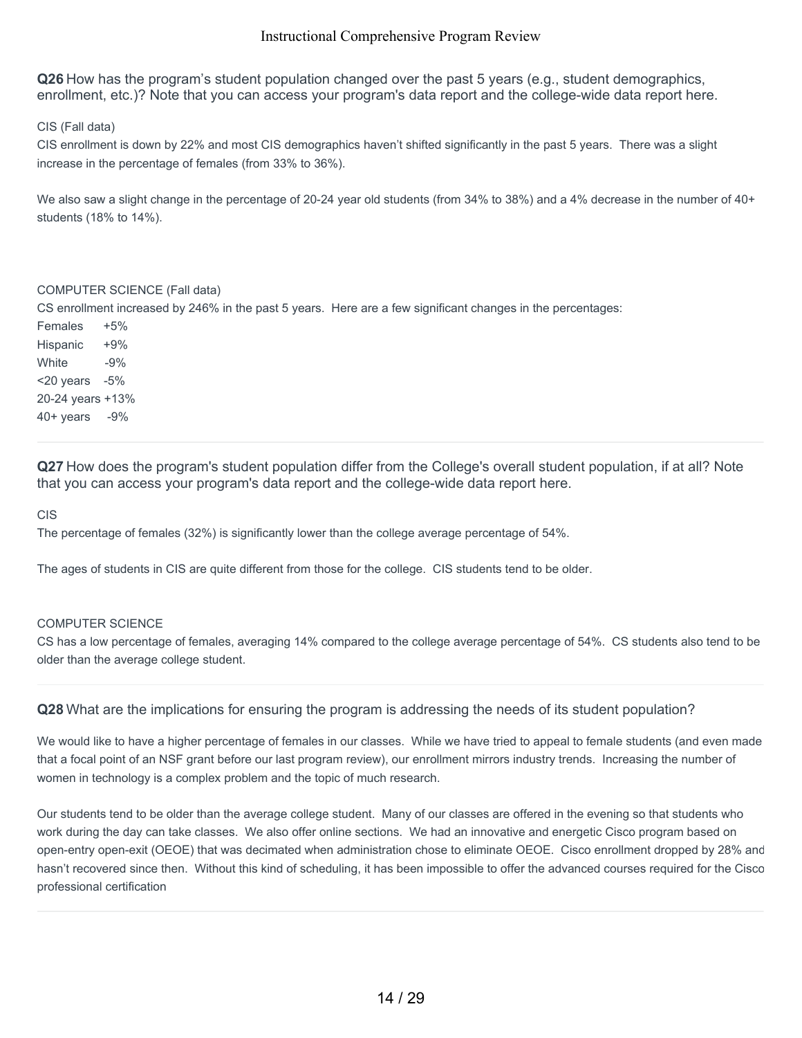**Q26** How has the program's student population changed over the past 5 years (e.g., student demographics, enrollment, etc.)? Note that you can access your program's data report and the college-wide data report here.

CIS (Fall data)

CIS enrollment is down by 22% and most CIS demographics haven't shifted significantly in the past 5 years. There was a slight increase in the percentage of females (from 33% to 36%).

We also saw a slight change in the percentage of 20-24 year old students (from 34% to 38%) and a 4% decrease in the number of 40+ students (18% to 14%).

COMPUTER SCIENCE (Fall data)

CS enrollment increased by 246% in the past 5 years. Here are a few significant changes in the percentages:

Females +5%
Hispanic +9%
White -9%
<20 years -5%
20-24 years +13%
40+ years -9%

---

**Q27** How does the program's student population differ from the College's overall student population, if at all? Note that you can access your program's data report and the college-wide data report here.

CIS

The percentage of females (32%) is significantly lower than the college average percentage of 54%.

The ages of students in CIS are quite different from those for the college. CIS students tend to be older.

COMPUTER SCIENCE

CS has a low percentage of females, averaging 14% compared to the college average percentage of 54%. CS students also tend to be older than the average college student.

---

**Q28** What are the implications for ensuring the program is addressing the needs of its student population?

We would like to have a higher percentage of females in our classes. While we have tried to appeal to female students (and even made that a focal point of an NSF grant before our last program review), our enrollment mirrors industry trends. Increasing the number of women in technology is a complex problem and the topic of much research.

Our students tend to be older than the average college student. Many of our classes are offered in the evening so that students who work during the day can take classes. We also offer online sections. We had an innovative and energetic Cisco program based on open-entry open-exit (OEOE) that was decimated when administration chose to eliminate OEOE. Cisco enrollment dropped by 28% and hasn't recovered since then. Without this kind of scheduling, it has been impossible to offer the advanced courses required for the Cisco professional certification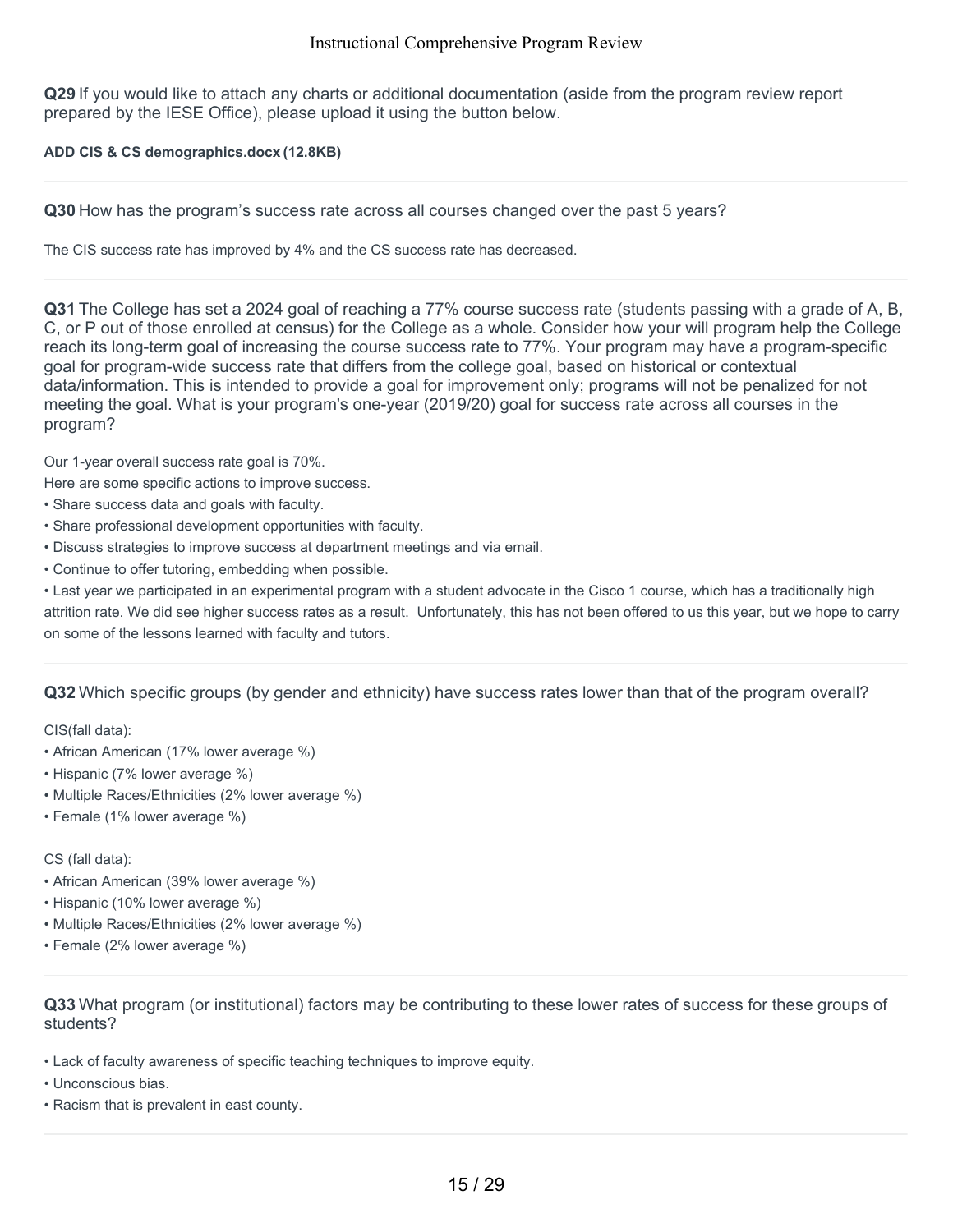**Q29** If you would like to attach any charts or additional documentation (aside from the program review report prepared by the IESE Office), please upload it using the button below.

**ADD CIS & CS demographics.docx (12.8KB)**

---

**Q30** How has the program's success rate across all courses changed over the past 5 years?

The CIS success rate has improved by 4% and the CS success rate has decreased.

---

**Q31** The College has set a 2024 goal of reaching a 77% course success rate (students passing with a grade of A, B, C, or P out of those enrolled at census) for the College as a whole. Consider how your will program help the College reach its long-term goal of increasing the course success rate to 77%. Your program may have a program-specific goal for program-wide success rate that differs from the college goal, based on historical or contextual data/information. This is intended to provide a goal for improvement only; programs will not be penalized for not meeting the goal. What is your program's one-year (2019/20) goal for success rate across all courses in the program?

Our 1-year overall success rate goal is 70%.
Here are some specific actions to improve success.

- Share success data and goals with faculty.
- Share professional development opportunities with faculty.
- Discuss strategies to improve success at department meetings and via email.
- Continue to offer tutoring, embedding when possible.
- Last year we participated in an experimental program with a student advocate in the Cisco 1 course, which has a traditionally high attrition rate. We did see higher success rates as a result. Unfortunately, this has not been offered to us this year, but we hope to carry on some of the lessons learned with faculty and tutors.

---

**Q32** Which specific groups (by gender and ethnicity) have success rates lower than that of the program overall?

CIS(fall data):

- African American (17% lower average %)
- Hispanic (7% lower average %)
- Multiple Races/Ethnicities (2% lower average %)
- Female (1% lower average %)

CS (fall data):

- African American (39% lower average %)
- Hispanic (10% lower average %)
- Multiple Races/Ethnicities (2% lower average %)
- Female (2% lower average %)

---

**Q33** What program (or institutional) factors may be contributing to these lower rates of success for these groups of students?

- Lack of faculty awareness of specific teaching techniques to improve equity.
- Unconscious bias.
- Racism that is prevalent in east county.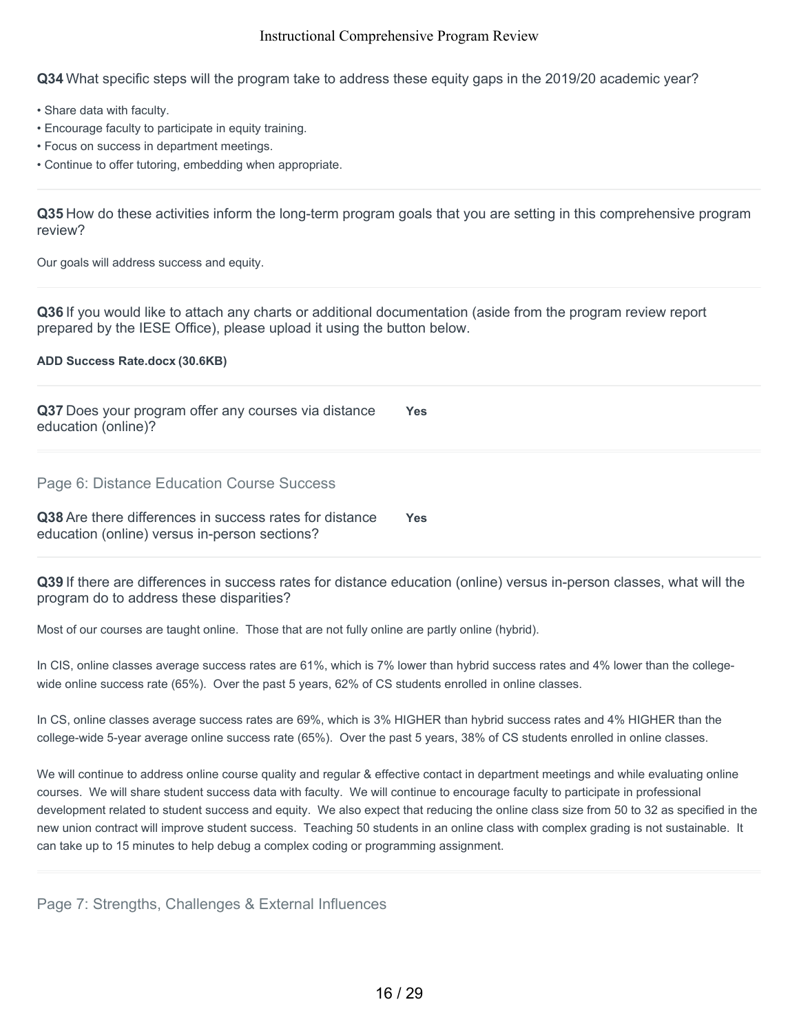**Q34** What specific steps will the program take to address these equity gaps in the 2019/20 academic year?

- Share data with faculty.
- Encourage faculty to participate in equity training.
- Focus on success in department meetings.
- Continue to offer tutoring, embedding when appropriate.

---

**Q35** How do these activities inform the long-term program goals that you are setting in this comprehensive program review?

Our goals will address success and equity.

---

**Q36** If you would like to attach any charts or additional documentation (aside from the program review report prepared by the IESE Office), please upload it using the button below.

**ADD Success Rate.docx (30.6KB)**

---

**Q37** Does your program offer any courses via distance education (online)? **Yes**

---

## Page 6: Distance Education Course Success

**Q38** Are there differences in success rates for distance education (online) versus in-person sections? **Yes**

---

**Q39** If there are differences in success rates for distance education (online) versus in-person classes, what will the program do to address these disparities?

Most of our courses are taught online. Those that are not fully online are partly online (hybrid).

In CIS, online classes average success rates are 61%, which is 7% lower than hybrid success rates and 4% lower than the college-wide online success rate (65%). Over the past 5 years, 62% of CS students enrolled in online classes.

In CS, online classes average success rates are 69%, which is 3% HIGHER than hybrid success rates and 4% HIGHER than the college-wide 5-year average online success rate (65%). Over the past 5 years, 38% of CS students enrolled in online classes.

We will continue to address online course quality and regular & effective contact in department meetings and while evaluating online courses. We will share student success data with faculty. We will continue to encourage faculty to participate in professional development related to student success and equity. We also expect that reducing the online class size from 50 to 32 as specified in the new union contract will improve student success. Teaching 50 students in an online class with complex grading is not sustainable. It can take up to 15 minutes to help debug a complex coding or programming assignment.

---

## Page 7: Strengths, Challenges & External Influences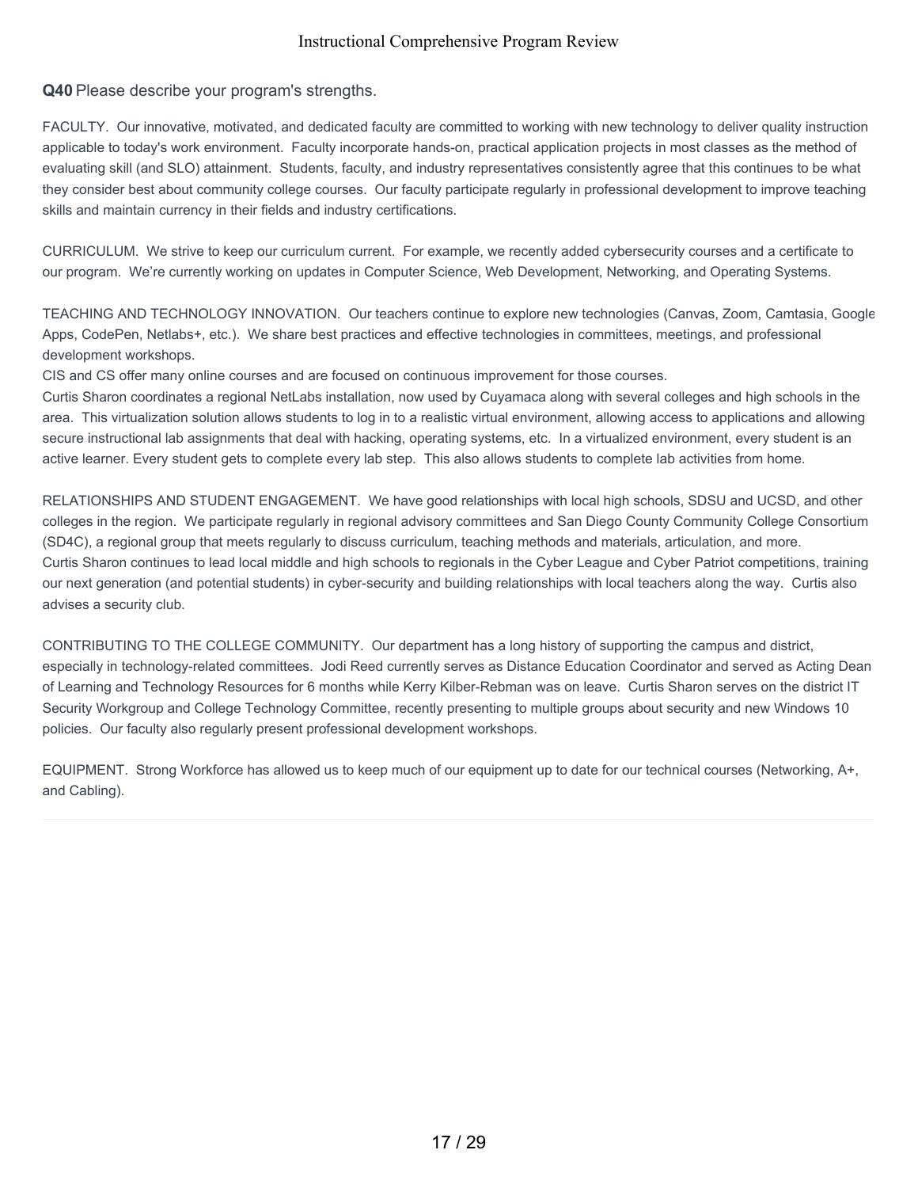**Q40** Please describe your program's strengths.

FACULTY. Our innovative, motivated, and dedicated faculty are committed to working with new technology to deliver quality instruction applicable to today's work environment. Faculty incorporate hands-on, practical application projects in most classes as the method of evaluating skill (and SLO) attainment. Students, faculty, and industry representatives consistently agree that this continues to be what they consider best about community college courses. Our faculty participate regularly in professional development to improve teaching skills and maintain currency in their fields and industry certifications.

CURRICULUM. We strive to keep our curriculum current. For example, we recently added cybersecurity courses and a certificate to our program. We're currently working on updates in Computer Science, Web Development, Networking, and Operating Systems.

TEACHING AND TECHNOLOGY INNOVATION. Our teachers continue to explore new technologies (Canvas, Zoom, Camtasia, Google Apps, CodePen, Netlabs+, etc.). We share best practices and effective technologies in committees, meetings, and professional development workshops.
CIS and CS offer many online courses and are focused on continuous improvement for those courses.
Curtis Sharon coordinates a regional NetLabs installation, now used by Cuyamaca along with several colleges and high schools in the area. This virtualization solution allows students to log in to a realistic virtual environment, allowing access to applications and allowing secure instructional lab assignments that deal with hacking, operating systems, etc. In a virtualized environment, every student is an active learner. Every student gets to complete every lab step. This also allows students to complete lab activities from home.

RELATIONSHIPS AND STUDENT ENGAGEMENT. We have good relationships with local high schools, SDSU and UCSD, and other colleges in the region. We participate regularly in regional advisory committees and San Diego County Community College Consortium (SD4C), a regional group that meets regularly to discuss curriculum, teaching methods and materials, articulation, and more.
Curtis Sharon continues to lead local middle and high schools to regionals in the Cyber League and Cyber Patriot competitions, training our next generation (and potential students) in cyber-security and building relationships with local teachers along the way. Curtis also advises a security club.

CONTRIBUTING TO THE COLLEGE COMMUNITY. Our department has a long history of supporting the campus and district, especially in technology-related committees. Jodi Reed currently serves as Distance Education Coordinator and served as Acting Dean of Learning and Technology Resources for 6 months while Kerry Kilber-Rebman was on leave. Curtis Sharon serves on the district IT Security Workgroup and College Technology Committee, recently presenting to multiple groups about security and new Windows 10 policies. Our faculty also regularly present professional development workshops.

EQUIPMENT. Strong Workforce has allowed us to keep much of our equipment up to date for our technical courses (Networking, A+, and Cabling).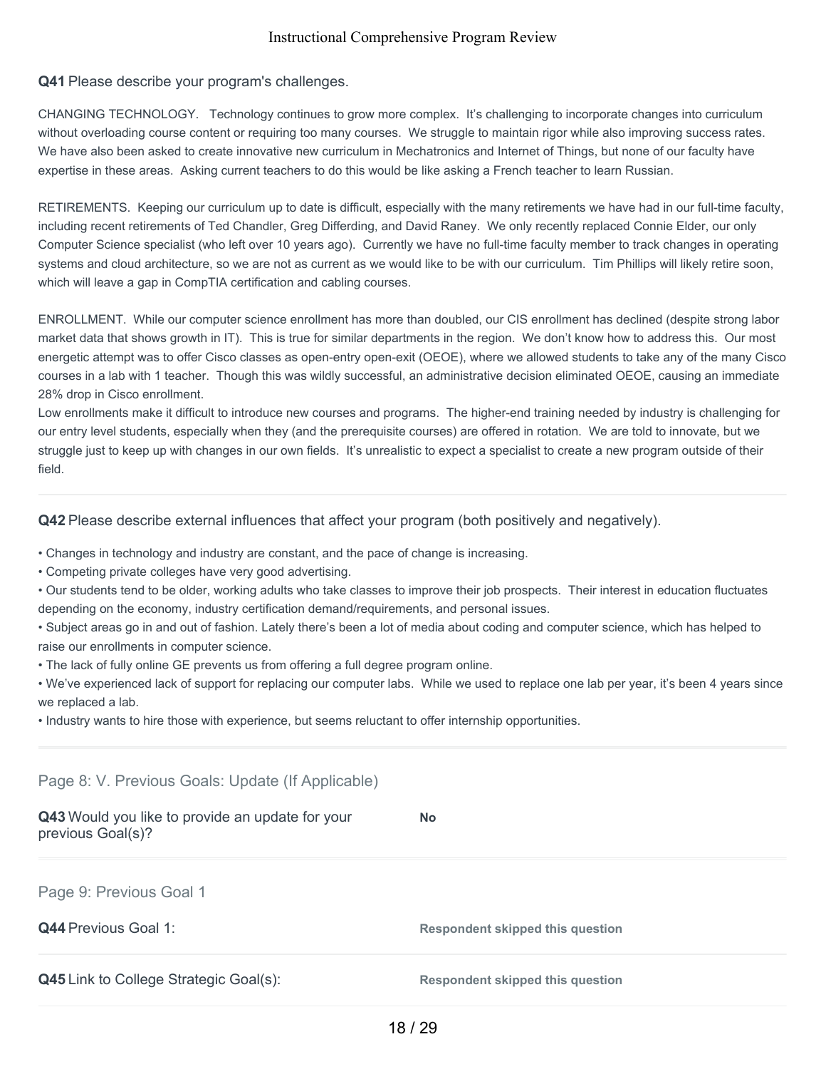**Q41** Please describe your program's challenges.

CHANGING TECHNOLOGY. Technology continues to grow more complex. It's challenging to incorporate changes into curriculum without overloading course content or requiring too many courses. We struggle to maintain rigor while also improving success rates. We have also been asked to create innovative new curriculum in Mechatronics and Internet of Things, but none of our faculty have expertise in these areas. Asking current teachers to do this would be like asking a French teacher to learn Russian.

RETIREMENTS. Keeping our curriculum up to date is difficult, especially with the many retirements we have had in our full-time faculty, including recent retirements of Ted Chandler, Greg Differding, and David Raney. We only recently replaced Connie Elder, our only Computer Science specialist (who left over 10 years ago). Currently we have no full-time faculty member to track changes in operating systems and cloud architecture, so we are not as current as we would like to be with our curriculum. Tim Phillips will likely retire soon, which will leave a gap in CompTIA certification and cabling courses.

ENROLLMENT. While our computer science enrollment has more than doubled, our CIS enrollment has declined (despite strong labor market data that shows growth in IT). This is true for similar departments in the region. We don't know how to address this. Our most energetic attempt was to offer Cisco classes as open-entry open-exit (OEOE), where we allowed students to take any of the many Cisco courses in a lab with 1 teacher. Though this was wildly successful, an administrative decision eliminated OEOE, causing an immediate 28% drop in Cisco enrollment.
Low enrollments make it difficult to introduce new courses and programs. The higher-end training needed by industry is challenging for our entry level students, especially when they (and the prerequisite courses) are offered in rotation. We are told to innovate, but we struggle just to keep up with changes in our own fields. It's unrealistic to expect a specialist to create a new program outside of their field.

---

**Q42** Please describe external influences that affect your program (both positively and negatively).

- Changes in technology and industry are constant, and the pace of change is increasing.
- Competing private colleges have very good advertising.
- Our students tend to be older, working adults who take classes to improve their job prospects. Their interest in education fluctuates depending on the economy, industry certification demand/requirements, and personal issues.
- Subject areas go in and out of fashion. Lately there's been a lot of media about coding and computer science, which has helped to raise our enrollments in computer science.
- The lack of fully online GE prevents us from offering a full degree program online.
- We've experienced lack of support for replacing our computer labs. While we used to replace one lab per year, it's been 4 years since we replaced a lab.
- Industry wants to hire those with experience, but seems reluctant to offer internship opportunities.

---

## Page 8: V. Previous Goals: Update (If Applicable)

**Q43** Would you like to provide an update for your previous Goal(s)? — **No**

---

## Page 9: Previous Goal 1

**Q44** Previous Goal 1: — **Respondent skipped this question**

**Q45** Link to College Strategic Goal(s): — **Respondent skipped this question**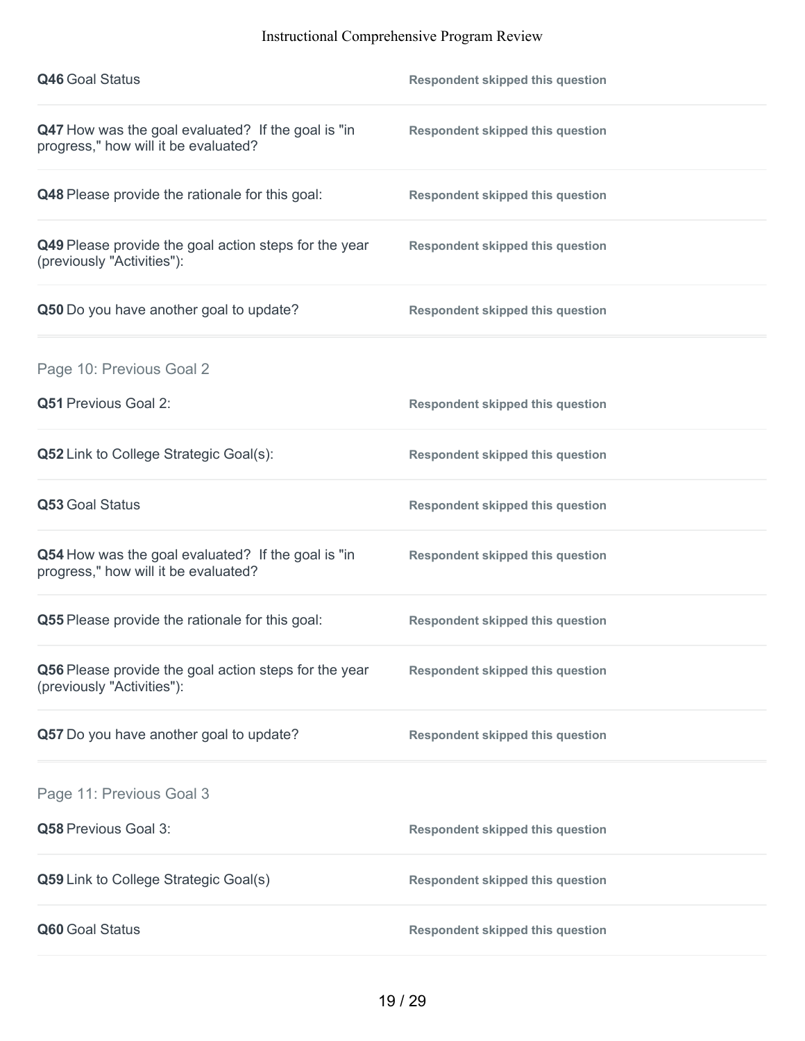**Q46** Goal Status — **Respondent skipped this question**

**Q47** How was the goal evaluated? If the goal is "in progress," how will it be evaluated? — **Respondent skipped this question**

**Q48** Please provide the rationale for this goal: — **Respondent skipped this question**

**Q49** Please provide the goal action steps for the year (previously "Activities"): — **Respondent skipped this question**

**Q50** Do you have another goal to update? — **Respondent skipped this question**

## Page 10: Previous Goal 2

**Q51** Previous Goal 2: — **Respondent skipped this question**

**Q52** Link to College Strategic Goal(s): — **Respondent skipped this question**

**Q53** Goal Status — **Respondent skipped this question**

**Q54** How was the goal evaluated? If the goal is "in progress," how will it be evaluated? — **Respondent skipped this question**

**Q55** Please provide the rationale for this goal: — **Respondent skipped this question**

**Q56** Please provide the goal action steps for the year (previously "Activities"): — **Respondent skipped this question**

**Q57** Do you have another goal to update? — **Respondent skipped this question**

## Page 11: Previous Goal 3

**Q58** Previous Goal 3: — **Respondent skipped this question**

**Q59** Link to College Strategic Goal(s) — **Respondent skipped this question**

**Q60** Goal Status — **Respondent skipped this question**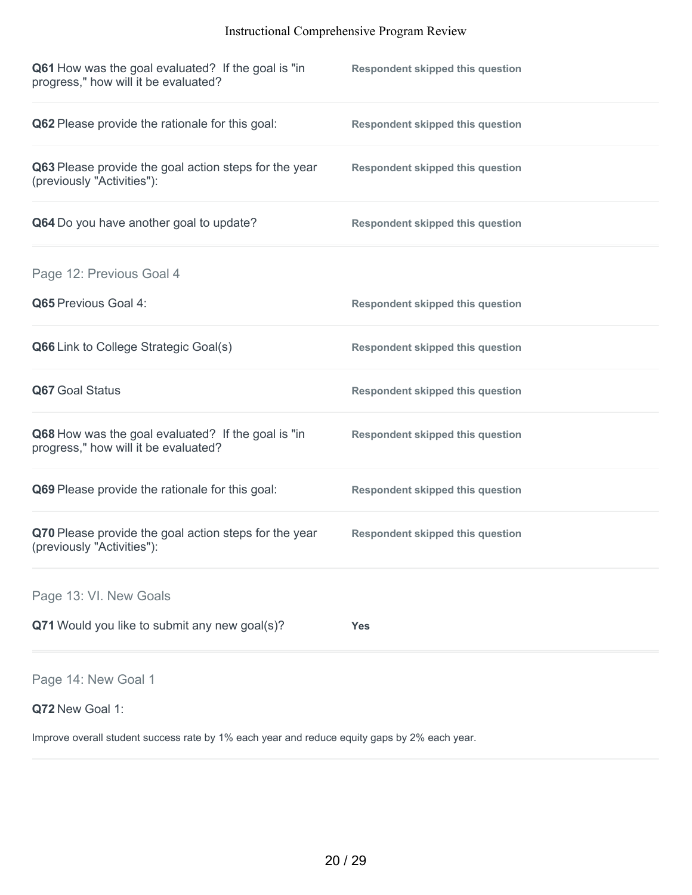**Q61** How was the goal evaluated? If the goal is "in progress," how will it be evaluated?

**Respondent skipped this question**

**Q62** Please provide the rationale for this goal:

**Respondent skipped this question**

**Q63** Please provide the goal action steps for the year (previously "Activities"):

**Respondent skipped this question**

**Q64** Do you have another goal to update?

**Respondent skipped this question**

## Page 12: Previous Goal 4

**Q65** Previous Goal 4:

**Respondent skipped this question**

**Q66** Link to College Strategic Goal(s)

**Respondent skipped this question**

**Q67** Goal Status

**Respondent skipped this question**

**Q68** How was the goal evaluated? If the goal is "in progress," how will it be evaluated?

**Respondent skipped this question**

**Q69** Please provide the rationale for this goal:

**Respondent skipped this question**

**Q70** Please provide the goal action steps for the year (previously "Activities"):

**Respondent skipped this question**

## Page 13: VI. New Goals

**Q71** Would you like to submit any new goal(s)?

**Yes**

## Page 14: New Goal 1

**Q72** New Goal 1:

Improve overall student success rate by 1% each year and reduce equity gaps by 2% each year.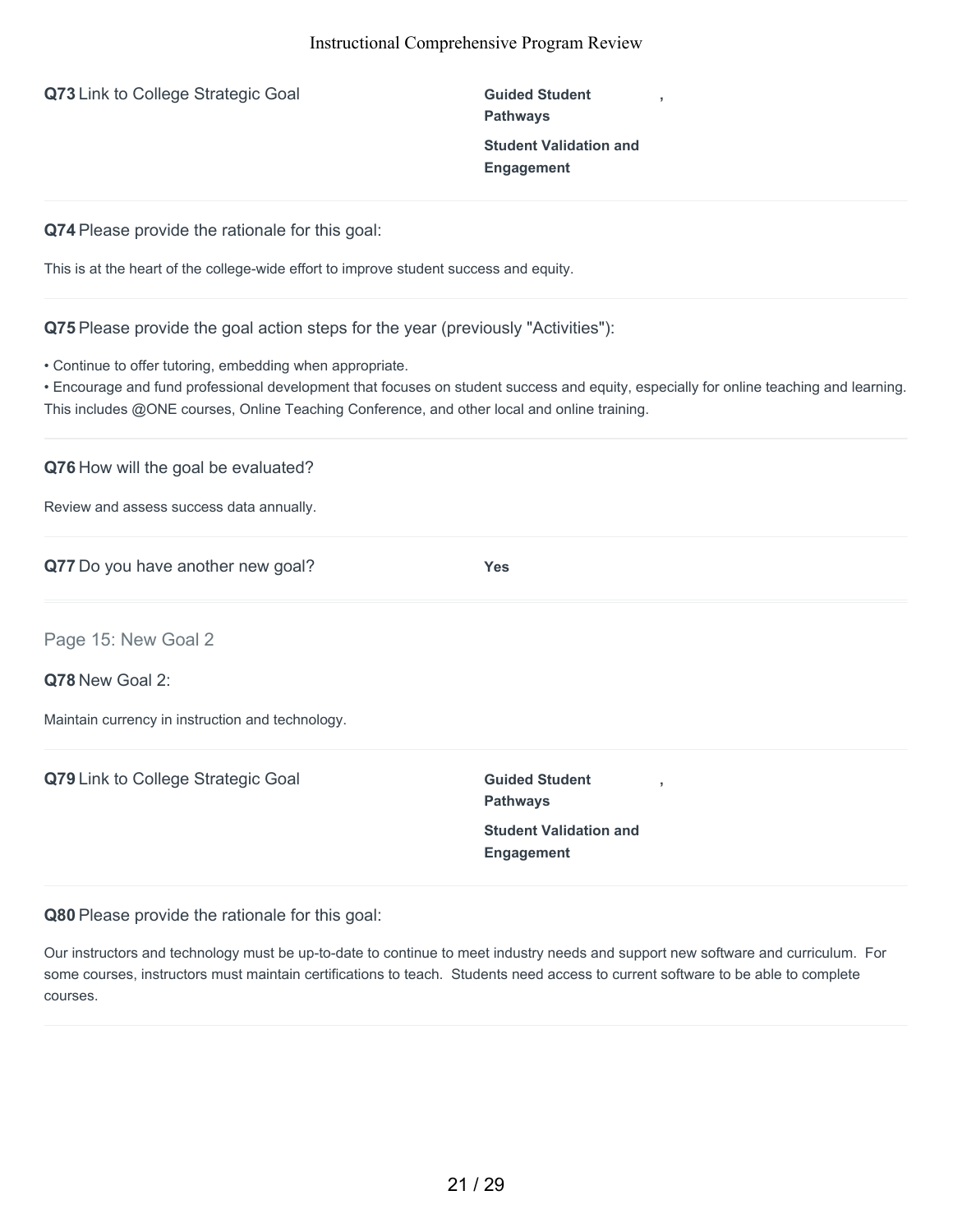**Q73** Link to College Strategic Goal

**Guided Student Pathways** ,
**Student Validation and Engagement**

---

**Q74** Please provide the rationale for this goal:

This is at the heart of the college-wide effort to improve student success and equity.

---

**Q75** Please provide the goal action steps for the year (previously "Activities"):

• Continue to offer tutoring, embedding when appropriate.
• Encourage and fund professional development that focuses on student success and equity, especially for online teaching and learning. This includes @ONE courses, Online Teaching Conference, and other local and online training.

---

**Q76** How will the goal be evaluated?

Review and assess success data annually.

---

**Q77** Do you have another new goal?

**Yes**

---

## Page 15: New Goal 2

**Q78** New Goal 2:

Maintain currency in instruction and technology.

---

**Q79** Link to College Strategic Goal

**Guided Student Pathways** ,
**Student Validation and Engagement**

---

**Q80** Please provide the rationale for this goal:

Our instructors and technology must be up-to-date to continue to meet industry needs and support new software and curriculum. For some courses, instructors must maintain certifications to teach. Students need access to current software to be able to complete courses.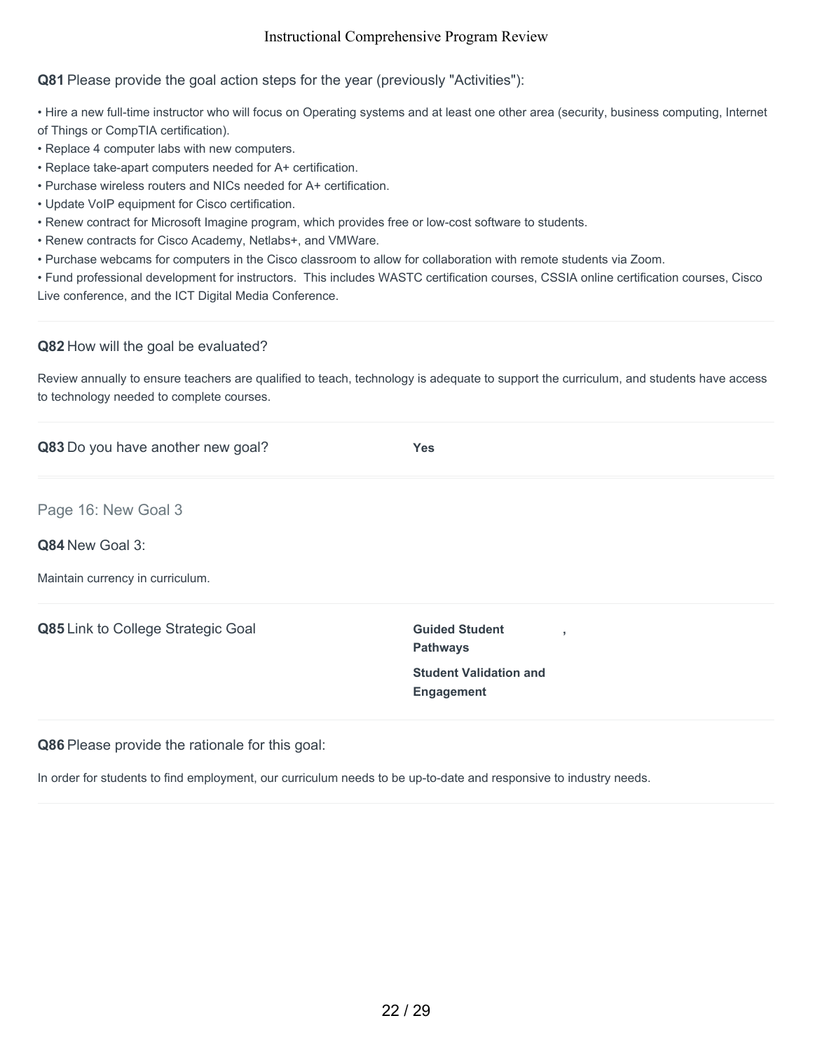**Q81** Please provide the goal action steps for the year (previously "Activities"):

- Hire a new full-time instructor who will focus on Operating systems and at least one other area (security, business computing, Internet of Things or CompTIA certification).
- Replace 4 computer labs with new computers.
- Replace take-apart computers needed for A+ certification.
- Purchase wireless routers and NICs needed for A+ certification.
- Update VoIP equipment for Cisco certification.
- Renew contract for Microsoft Imagine program, which provides free or low-cost software to students.
- Renew contracts for Cisco Academy, Netlabs+, and VMWare.
- Purchase webcams for computers in the Cisco classroom to allow for collaboration with remote students via Zoom.
- Fund professional development for instructors. This includes WASTC certification courses, CSSIA online certification courses, Cisco Live conference, and the ICT Digital Media Conference.

**Q82** How will the goal be evaluated?

Review annually to ensure teachers are qualified to teach, technology is adequate to support the curriculum, and students have access to technology needed to complete courses.

**Q83** Do you have another new goal? **Yes**

## Page 16: New Goal 3

**Q84** New Goal 3:

Maintain currency in curriculum.

**Q85** Link to College Strategic Goal

**Guided Student Pathways**,

**Student Validation and Engagement**

**Q86** Please provide the rationale for this goal:

In order for students to find employment, our curriculum needs to be up-to-date and responsive to industry needs.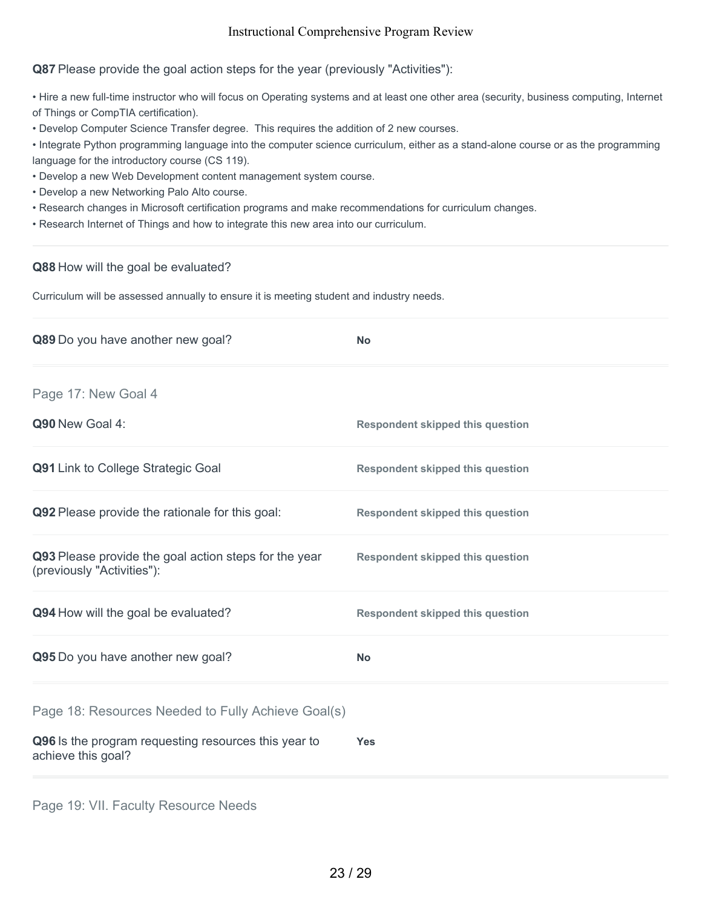**Q87** Please provide the goal action steps for the year (previously "Activities"):

- Hire a new full-time instructor who will focus on Operating systems and at least one other area (security, business computing, Internet of Things or CompTIA certification).
- Develop Computer Science Transfer degree. This requires the addition of 2 new courses.
- Integrate Python programming language into the computer science curriculum, either as a stand-alone course or as the programming language for the introductory course (CS 119).
- Develop a new Web Development content management system course.
- Develop a new Networking Palo Alto course.
- Research changes in Microsoft certification programs and make recommendations for curriculum changes.
- Research Internet of Things and how to integrate this new area into our curriculum.

**Q88** How will the goal be evaluated?

Curriculum will be assessed annually to ensure it is meeting student and industry needs.

**Q89** Do you have another new goal? — **No**

## Page 17: New Goal 4

**Q90** New Goal 4: — **Respondent skipped this question**

**Q91** Link to College Strategic Goal — **Respondent skipped this question**

**Q92** Please provide the rationale for this goal: — **Respondent skipped this question**

**Q93** Please provide the goal action steps for the year (previously "Activities"): — **Respondent skipped this question**

**Q94** How will the goal be evaluated? — **Respondent skipped this question**

**Q95** Do you have another new goal? — **No**

## Page 18: Resources Needed to Fully Achieve Goal(s)

**Q96** Is the program requesting resources this year to achieve this goal? — **Yes**

## Page 19: VII. Faculty Resource Needs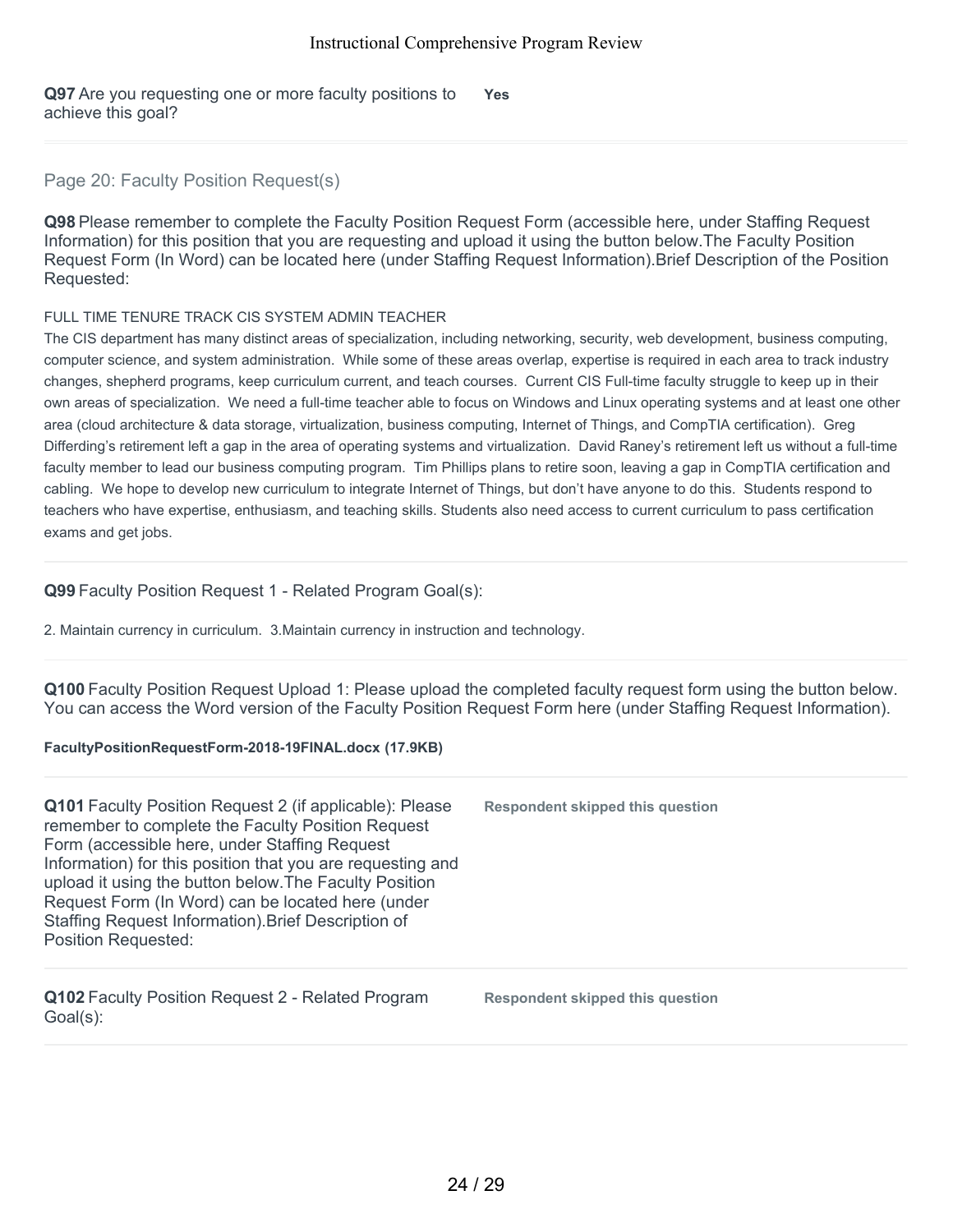**Q97** Are you requesting one or more faculty positions to achieve this goal?

**Yes**

## Page 20: Faculty Position Request(s)

**Q98** Please remember to complete the Faculty Position Request Form (accessible here, under Staffing Request Information) for this position that you are requesting and upload it using the button below.The Faculty Position Request Form (In Word) can be located here (under Staffing Request Information).Brief Description of the Position Requested:

FULL TIME TENURE TRACK CIS SYSTEM ADMIN TEACHER

The CIS department has many distinct areas of specialization, including networking, security, web development, business computing, computer science, and system administration. While some of these areas overlap, expertise is required in each area to track industry changes, shepherd programs, keep curriculum current, and teach courses. Current CIS Full-time faculty struggle to keep up in their own areas of specialization. We need a full-time teacher able to focus on Windows and Linux operating systems and at least one other area (cloud architecture & data storage, virtualization, business computing, Internet of Things, and CompTIA certification). Greg Differding's retirement left a gap in the area of operating systems and virtualization. David Raney's retirement left us without a full-time faculty member to lead our business computing program. Tim Phillips plans to retire soon, leaving a gap in CompTIA certification and cabling. We hope to develop new curriculum to integrate Internet of Things, but don't have anyone to do this. Students respond to teachers who have expertise, enthusiasm, and teaching skills. Students also need access to current curriculum to pass certification exams and get jobs.

**Q99** Faculty Position Request 1 - Related Program Goal(s):

2. Maintain currency in curriculum. 3.Maintain currency in instruction and technology.

**Q100** Faculty Position Request Upload 1: Please upload the completed faculty request form using the button below. You can access the Word version of the Faculty Position Request Form here (under Staffing Request Information).

**FacultyPositionRequestForm-2018-19FINAL.docx (17.9KB)**

**Q101** Faculty Position Request 2 (if applicable): Please remember to complete the Faculty Position Request Form (accessible here, under Staffing Request Information) for this position that you are requesting and upload it using the button below.The Faculty Position Request Form (In Word) can be located here (under Staffing Request Information).Brief Description of Position Requested:

**Respondent skipped this question**

**Q102** Faculty Position Request 2 - Related Program Goal(s):

**Respondent skipped this question**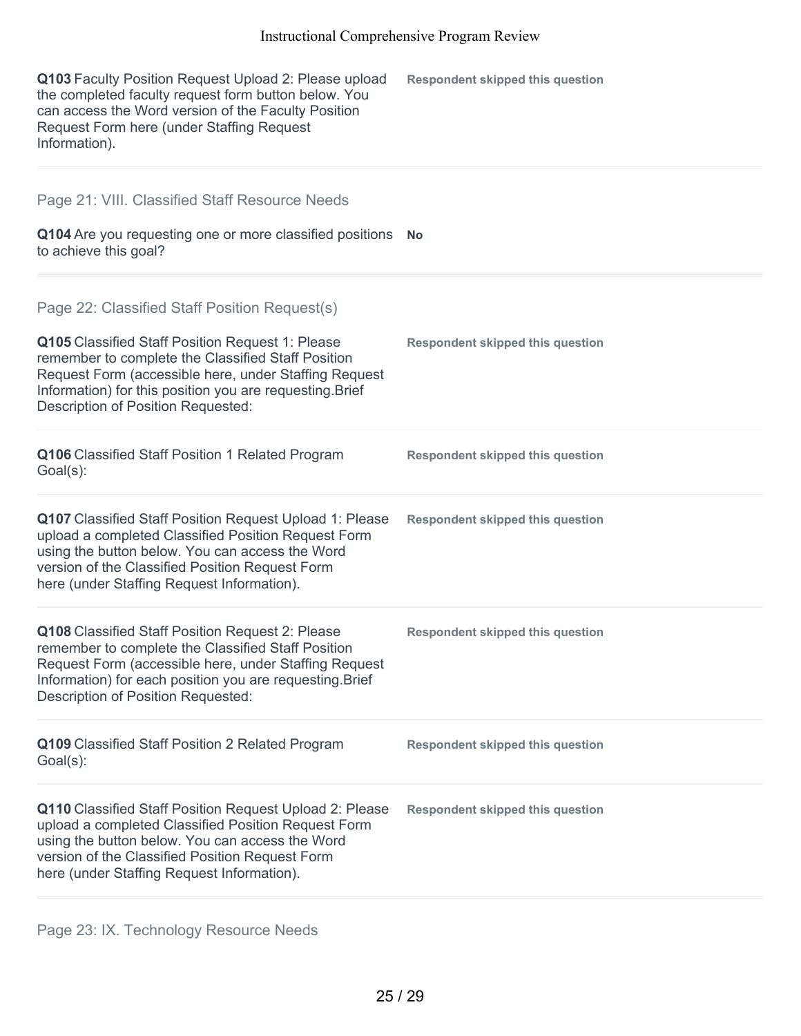**Q103** Faculty Position Request Upload 2: Please upload the completed faculty request form button below. You can access the Word version of the Faculty Position Request Form here (under Staffing Request Information).

**Respondent skipped this question**

## Page 21: VIII. Classified Staff Resource Needs

**Q104** Are you requesting one or more classified positions to achieve this goal?

**No**

## Page 22: Classified Staff Position Request(s)

**Q105** Classified Staff Position Request 1: Please remember to complete the Classified Staff Position Request Form (accessible here, under Staffing Request Information) for this position you are requesting.Brief Description of Position Requested:

**Respondent skipped this question**

**Q106** Classified Staff Position 1 Related Program Goal(s):

**Respondent skipped this question**

**Q107** Classified Staff Position Request Upload 1: Please upload a completed Classified Position Request Form using the button below. You can access the Word version of the Classified Position Request Form here (under Staffing Request Information).

**Respondent skipped this question**

**Q108** Classified Staff Position Request 2: Please remember to complete the Classified Staff Position Request Form (accessible here, under Staffing Request Information) for each position you are requesting.Brief Description of Position Requested:

**Respondent skipped this question**

**Q109** Classified Staff Position 2 Related Program Goal(s):

**Respondent skipped this question**

**Q110** Classified Staff Position Request Upload 2: Please upload a completed Classified Position Request Form using the button below. You can access the Word version of the Classified Position Request Form here (under Staffing Request Information).

**Respondent skipped this question**

## Page 23: IX. Technology Resource Needs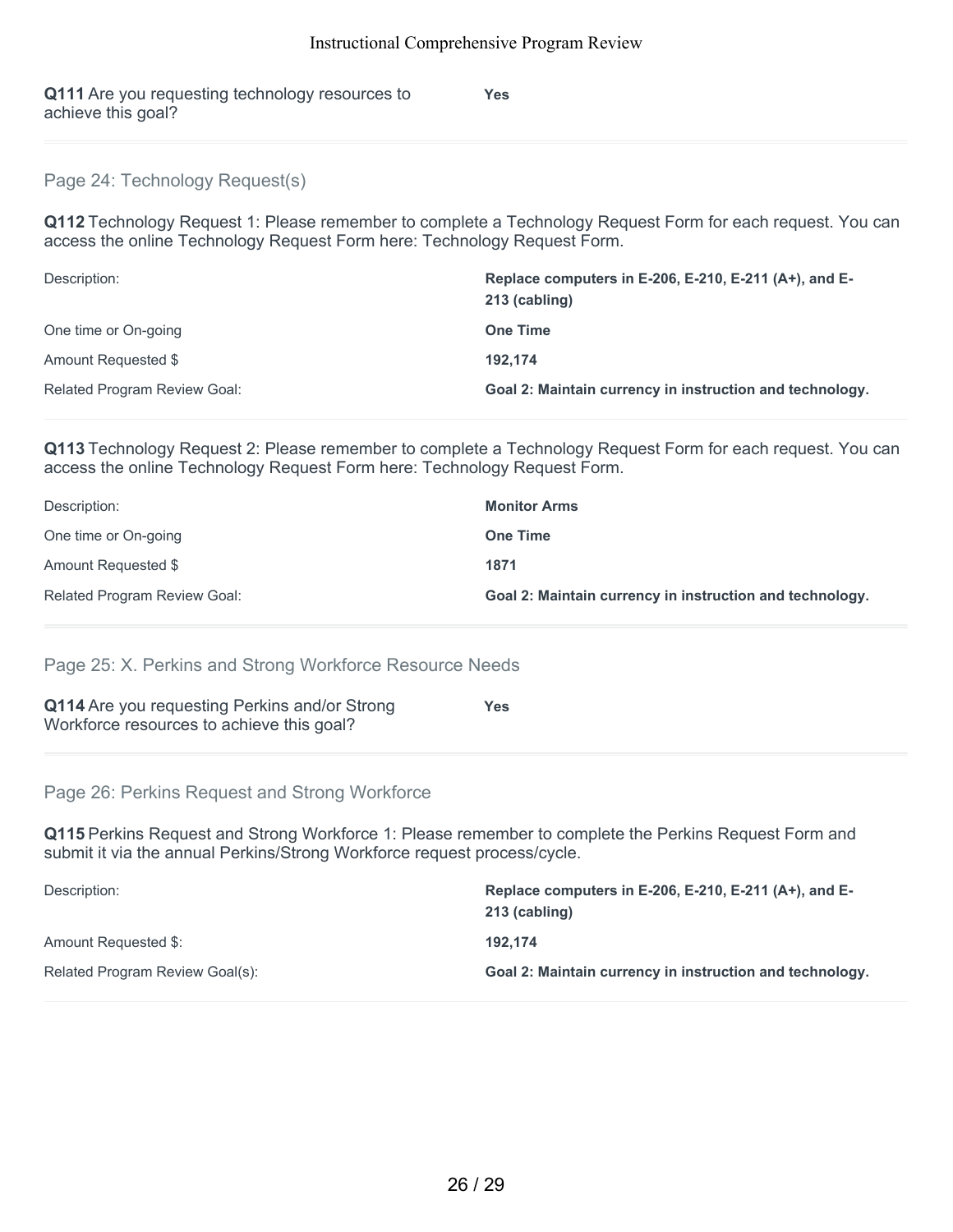**Q111** Are you requesting technology resources to achieve this goal? **Yes**

## Page 24: Technology Request(s)

**Q112** Technology Request 1: Please remember to complete a Technology Request Form for each request. You can access the online Technology Request Form here: Technology Request Form.

| | |
|---|---|
| Description: | **Replace computers in E-206, E-210, E-211 (A+), and E-213 (cabling)** |
| One time or On-going | **One Time** |
| Amount Requested $ | **192,174** |
| Related Program Review Goal: | **Goal 2: Maintain currency in instruction and technology.** |

**Q113** Technology Request 2: Please remember to complete a Technology Request Form for each request. You can access the online Technology Request Form here: Technology Request Form.

| | |
|---|---|
| Description: | **Monitor Arms** |
| One time or On-going | **One Time** |
| Amount Requested $ | **1871** |
| Related Program Review Goal: | **Goal 2: Maintain currency in instruction and technology.** |

## Page 25: X. Perkins and Strong Workforce Resource Needs

**Q114** Are you requesting Perkins and/or Strong Workforce resources to achieve this goal? **Yes**

## Page 26: Perkins Request and Strong Workforce

**Q115** Perkins Request and Strong Workforce 1: Please remember to complete the Perkins Request Form and submit it via the annual Perkins/Strong Workforce request process/cycle.

| | |
|---|---|
| Description: | **Replace computers in E-206, E-210, E-211 (A+), and E-213 (cabling)** |
| Amount Requested $: | **192,174** |
| Related Program Review Goal(s): | **Goal 2: Maintain currency in instruction and technology.** |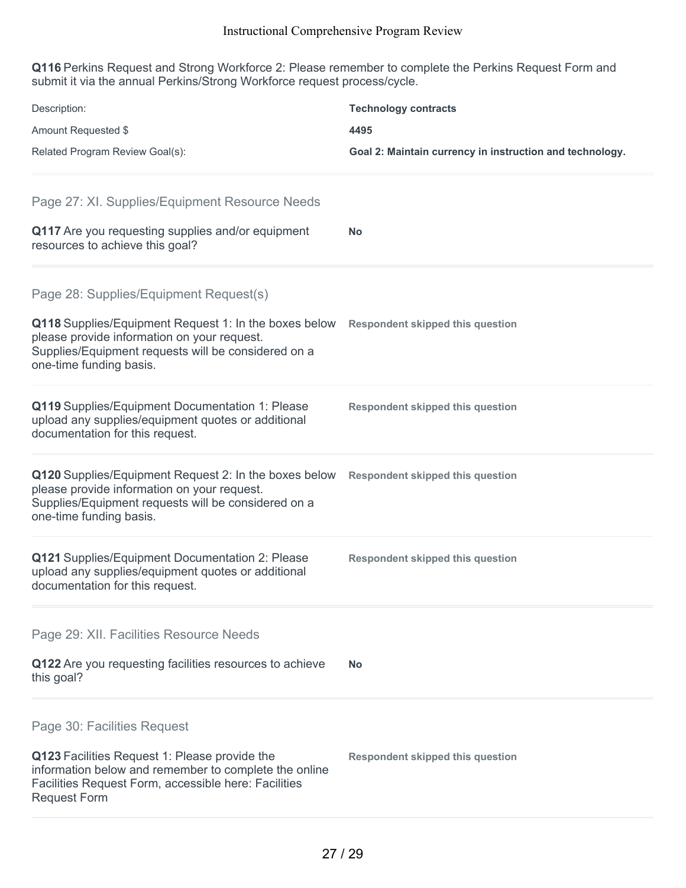**Q116** Perkins Request and Strong Workforce 2: Please remember to complete the Perkins Request Form and submit it via the annual Perkins/Strong Workforce request process/cycle.

| | |
|---|---|
| Description: | **Technology contracts** |
| Amount Requested $ | **4495** |
| Related Program Review Goal(s): | **Goal 2: Maintain currency in instruction and technology.** |

## Page 27: XI. Supplies/Equipment Resource Needs

**Q117** Are you requesting supplies and/or equipment resources to achieve this goal? — **No**

## Page 28: Supplies/Equipment Request(s)

**Q118** Supplies/Equipment Request 1: In the boxes below please provide information on your request. Supplies/Equipment requests will be considered on a one-time funding basis. — **Respondent skipped this question**

**Q119** Supplies/Equipment Documentation 1: Please upload any supplies/equipment quotes or additional documentation for this request. — **Respondent skipped this question**

**Q120** Supplies/Equipment Request 2: In the boxes below please provide information on your request. Supplies/Equipment requests will be considered on a one-time funding basis. — **Respondent skipped this question**

**Q121** Supplies/Equipment Documentation 2: Please upload any supplies/equipment quotes or additional documentation for this request. — **Respondent skipped this question**

## Page 29: XII. Facilities Resource Needs

**Q122** Are you requesting facilities resources to achieve this goal? — **No**

## Page 30: Facilities Request

**Q123** Facilities Request 1: Please provide the information below and remember to complete the online Facilities Request Form, accessible here: Facilities Request Form — **Respondent skipped this question**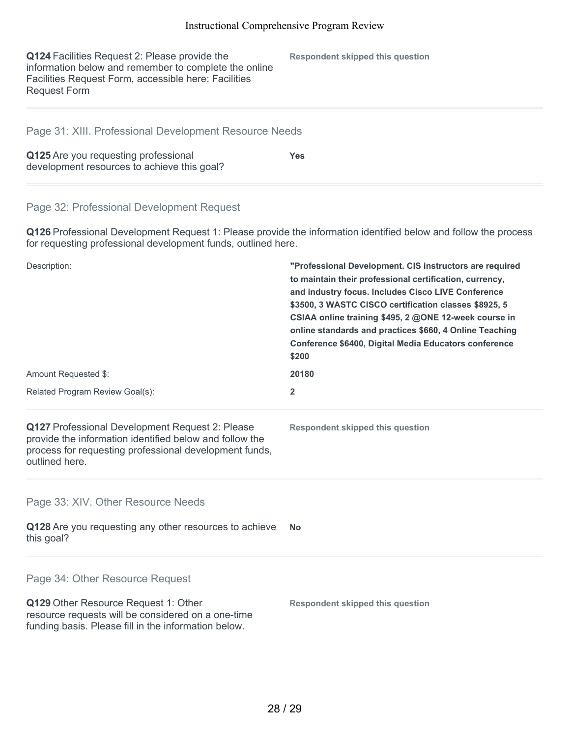**Q124** Facilities Request 2: Please provide the information below and remember to complete the online Facilities Request Form, accessible here: Facilities Request Form

**Respondent skipped this question**

## Page 31: XIII. Professional Development Resource Needs

**Q125** Are you requesting professional development resources to achieve this goal?

**Yes**

## Page 32: Professional Development Request

**Q126** Professional Development Request 1: Please provide the information identified below and follow the process for requesting professional development funds, outlined here.

| | |
|---|---|
| Description: | **"Professional Development. CIS instructors are required to maintain their professional certification, currency, and industry focus. Includes Cisco LIVE Conference $3500, 3 WASTC CISCO certification classes $8925, 5 CSIAA online training $495, 2 @ONE 12-week course in online standards and practices $660, 4 Online Teaching Conference $6400, Digital Media Educators conference $200** |
| Amount Requested $: | **20180** |
| Related Program Review Goal(s): | **2** |

**Q127** Professional Development Request 2: Please provide the information identified below and follow the process for requesting professional development funds, outlined here.

**Respondent skipped this question**

## Page 33: XIV. Other Resource Needs

**Q128** Are you requesting any other resources to achieve this goal?

**No**

## Page 34: Other Resource Request

**Q129** Other Resource Request 1: Other resource requests will be considered on a one-time funding basis. Please fill in the information below.

**Respondent skipped this question**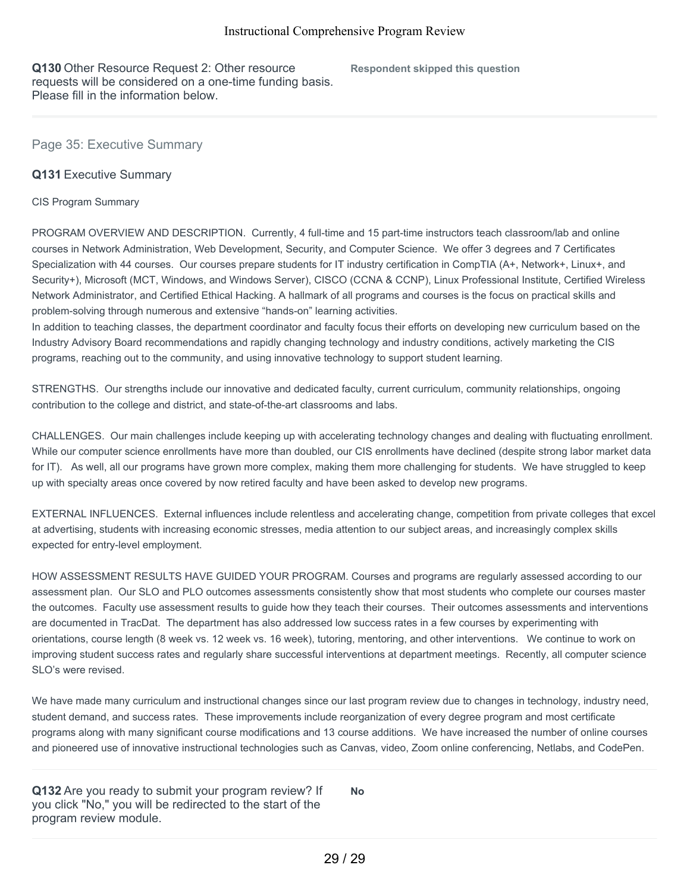**Q130** Other Resource Request 2: Other resource requests will be considered on a one-time funding basis. Please fill in the information below.

**Respondent skipped this question**

## Page 35: Executive Summary

**Q131** Executive Summary

CIS Program Summary

PROGRAM OVERVIEW AND DESCRIPTION. Currently, 4 full-time and 15 part-time instructors teach classroom/lab and online courses in Network Administration, Web Development, Security, and Computer Science. We offer 3 degrees and 7 Certificates Specialization with 44 courses. Our courses prepare students for IT industry certification in CompTIA (A+, Network+, Linux+, and Security+), Microsoft (MCT, Windows, and Windows Server), CISCO (CCNA & CCNP), Linux Professional Institute, Certified Wireless Network Administrator, and Certified Ethical Hacking. A hallmark of all programs and courses is the focus on practical skills and problem-solving through numerous and extensive "hands-on" learning activities.
In addition to teaching classes, the department coordinator and faculty focus their efforts on developing new curriculum based on the Industry Advisory Board recommendations and rapidly changing technology and industry conditions, actively marketing the CIS programs, reaching out to the community, and using innovative technology to support student learning.

STRENGTHS. Our strengths include our innovative and dedicated faculty, current curriculum, community relationships, ongoing contribution to the college and district, and state-of-the-art classrooms and labs.

CHALLENGES. Our main challenges include keeping up with accelerating technology changes and dealing with fluctuating enrollment. While our computer science enrollments have more than doubled, our CIS enrollments have declined (despite strong labor market data for IT). As well, all our programs have grown more complex, making them more challenging for students. We have struggled to keep up with specialty areas once covered by now retired faculty and have been asked to develop new programs.

EXTERNAL INFLUENCES. External influences include relentless and accelerating change, competition from private colleges that excel at advertising, students with increasing economic stresses, media attention to our subject areas, and increasingly complex skills expected for entry-level employment.

HOW ASSESSMENT RESULTS HAVE GUIDED YOUR PROGRAM. Courses and programs are regularly assessed according to our assessment plan. Our SLO and PLO outcomes assessments consistently show that most students who complete our courses master the outcomes. Faculty use assessment results to guide how they teach their courses. Their outcomes assessments and interventions are documented in TracDat. The department has also addressed low success rates in a few courses by experimenting with orientations, course length (8 week vs. 12 week vs. 16 week), tutoring, mentoring, and other interventions. We continue to work on improving student success rates and regularly share successful interventions at department meetings. Recently, all computer science SLO's were revised.

We have made many curriculum and instructional changes since our last program review due to changes in technology, industry need, student demand, and success rates. These improvements include reorganization of every degree program and most certificate programs along with many significant course modifications and 13 course additions. We have increased the number of online courses and pioneered use of innovative instructional technologies such as Canvas, video, Zoom online conferencing, Netlabs, and CodePen.

**Q132** Are you ready to submit your program review? If you click "No," you will be redirected to the start of the program review module.

**No**